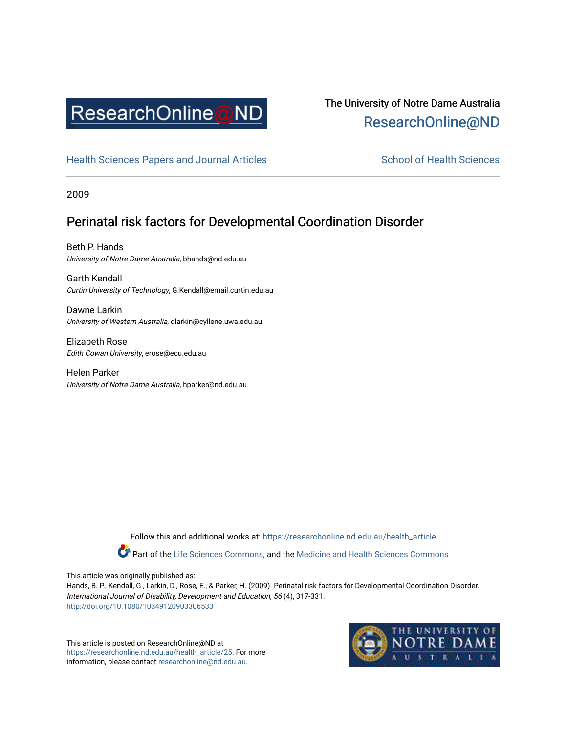ResearchOnline@ND

The University of Notre Dame Australia
ResearchOnline@ND

Health Sciences Papers and Journal Articles | School of Health Sciences

2009

# Perinatal risk factors for Developmental Coordination Disorder

Beth P. Hands
*University of Notre Dame Australia*, bhands@nd.edu.au

Garth Kendall
*Curtin University of Technology*, G.Kendall@email.curtin.edu.au

Dawne Larkin
*University of Western Australia*, dlarkin@cyllene.uwa.edu.au

Elizabeth Rose
*Edith Cowan University*, erose@ecu.edu.au

Helen Parker
*University of Notre Dame Australia*, hparker@nd.edu.au

Follow this and additional works at: https://researchonline.nd.edu.au/health_article

Part of the Life Sciences Commons, and the Medicine and Health Sciences Commons

This article was originally published as:
Hands, B. P., Kendall, G., Larkin, D., Rose, E., & Parker, H. (2009). Perinatal risk factors for Developmental Coordination Disorder. *International Journal of Disability, Development and Education, 56* (4), 317-331.
http://doi.org/10.1080/10349120903306533

This article is posted on ResearchOnline@ND at https://researchonline.nd.edu.au/health_article/25. For more information, please contact researchonline@nd.edu.au.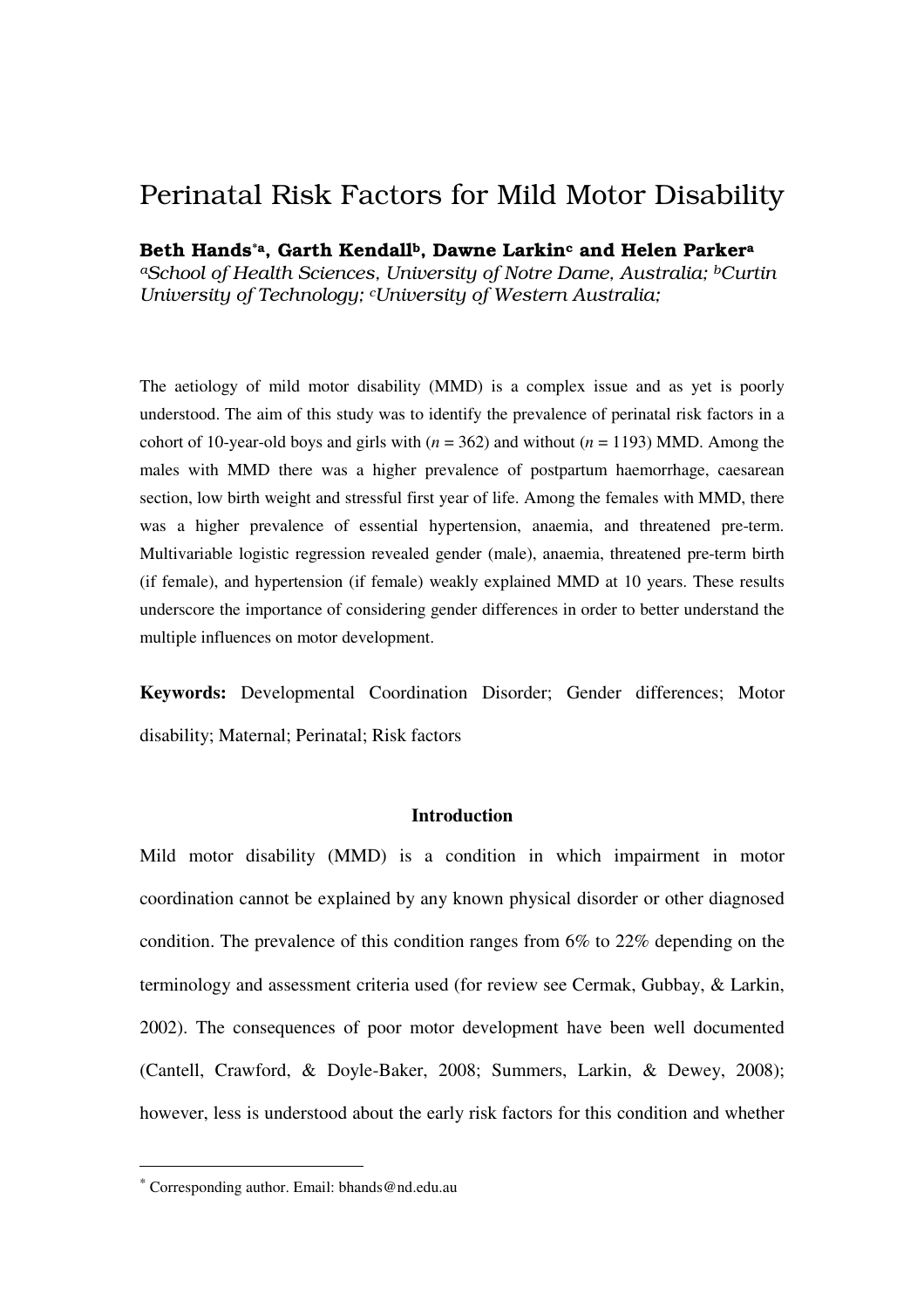# Perinatal Risk Factors for Mild Motor Disability

**Beth Hands*[a], Garth Kendall[b], Dawne Larkin[c] and Helen Parker[a]**

*[a]School of Health Sciences, University of Notre Dame, Australia; [b]Curtin University of Technology; [c]University of Western Australia;*

The aetiology of mild motor disability (MMD) is a complex issue and as yet is poorly understood. The aim of this study was to identify the prevalence of perinatal risk factors in a cohort of 10-year-old boys and girls with ($n$ = 362) and without ($n$ = 1193) MMD. Among the males with MMD there was a higher prevalence of postpartum haemorrhage, caesarean section, low birth weight and stressful first year of life. Among the females with MMD, there was a higher prevalence of essential hypertension, anaemia, and threatened pre-term. Multivariable logistic regression revealed gender (male), anaemia, threatened pre-term birth (if female), and hypertension (if female) weakly explained MMD at 10 years. These results underscore the importance of considering gender differences in order to better understand the multiple influences on motor development.

**Keywords:** Developmental Coordination Disorder; Gender differences; Motor disability; Maternal; Perinatal; Risk factors

## Introduction

Mild motor disability (MMD) is a condition in which impairment in motor coordination cannot be explained by any known physical disorder or other diagnosed condition. The prevalence of this condition ranges from 6% to 22% depending on the terminology and assessment criteria used (for review see Cermak, Gubbay, & Larkin, 2002). The consequences of poor motor development have been well documented (Cantell, Crawford, & Doyle-Baker, 2008; Summers, Larkin, & Dewey, 2008); however, less is understood about the early risk factors for this condition and whether

* Corresponding author. Email: bhands@nd.edu.au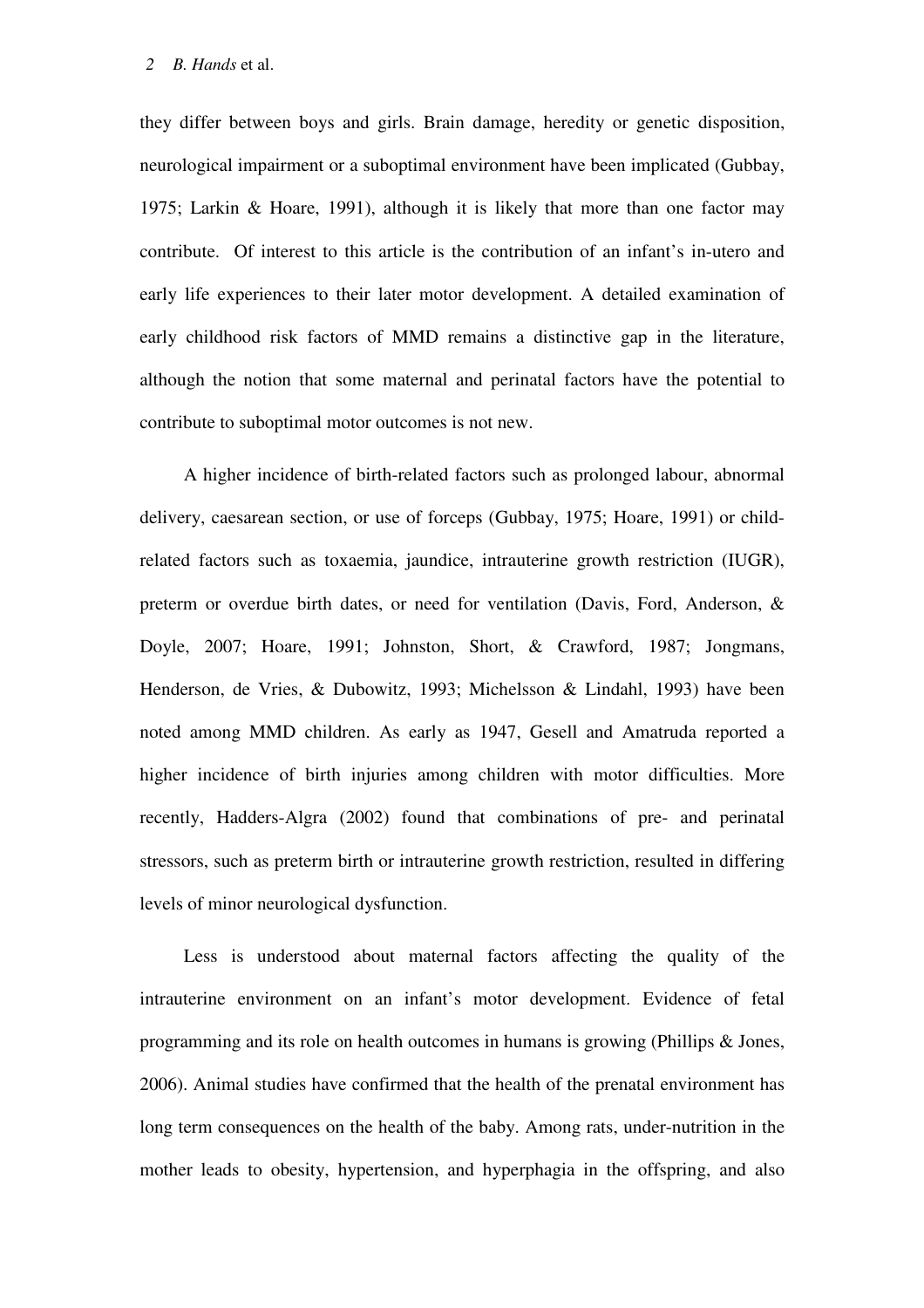they differ between boys and girls. Brain damage, heredity or genetic disposition, neurological impairment or a suboptimal environment have been implicated (Gubbay, 1975; Larkin & Hoare, 1991), although it is likely that more than one factor may contribute. Of interest to this article is the contribution of an infant's in-utero and early life experiences to their later motor development. A detailed examination of early childhood risk factors of MMD remains a distinctive gap in the literature, although the notion that some maternal and perinatal factors have the potential to contribute to suboptimal motor outcomes is not new.

A higher incidence of birth-related factors such as prolonged labour, abnormal delivery, caesarean section, or use of forceps (Gubbay, 1975; Hoare, 1991) or child-related factors such as toxaemia, jaundice, intrauterine growth restriction (IUGR), preterm or overdue birth dates, or need for ventilation (Davis, Ford, Anderson, & Doyle, 2007; Hoare, 1991; Johnston, Short, & Crawford, 1987; Jongmans, Henderson, de Vries, & Dubowitz, 1993; Michelsson & Lindahl, 1993) have been noted among MMD children. As early as 1947, Gesell and Amatruda reported a higher incidence of birth injuries among children with motor difficulties. More recently, Hadders-Algra (2002) found that combinations of pre- and perinatal stressors, such as preterm birth or intrauterine growth restriction, resulted in differing levels of minor neurological dysfunction.

Less is understood about maternal factors affecting the quality of the intrauterine environment on an infant's motor development. Evidence of fetal programming and its role on health outcomes in humans is growing (Phillips & Jones, 2006). Animal studies have confirmed that the health of the prenatal environment has long term consequences on the health of the baby. Among rats, under-nutrition in the mother leads to obesity, hypertension, and hyperphagia in the offspring, and also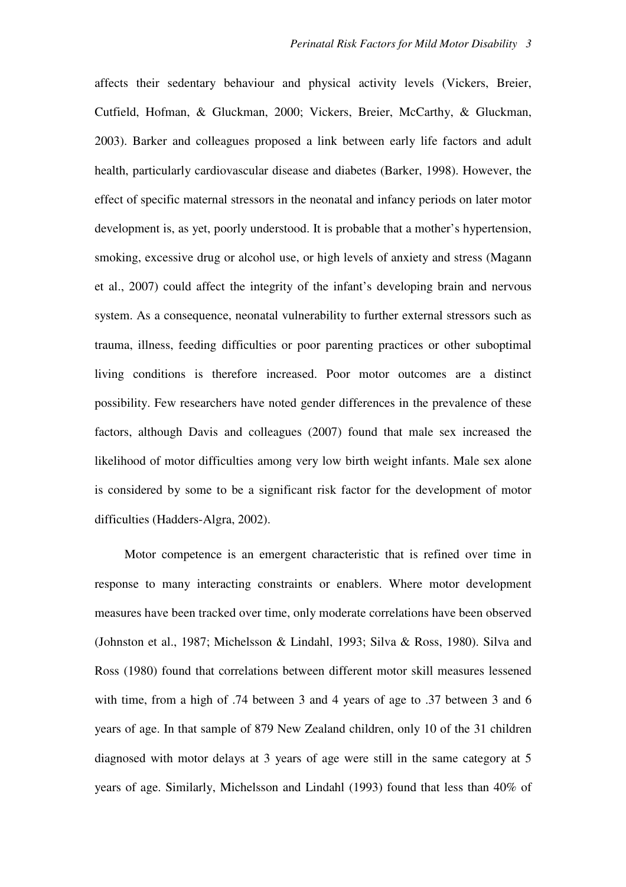affects their sedentary behaviour and physical activity levels (Vickers, Breier, Cutfield, Hofman, & Gluckman, 2000; Vickers, Breier, McCarthy, & Gluckman, 2003). Barker and colleagues proposed a link between early life factors and adult health, particularly cardiovascular disease and diabetes (Barker, 1998). However, the effect of specific maternal stressors in the neonatal and infancy periods on later motor development is, as yet, poorly understood. It is probable that a mother's hypertension, smoking, excessive drug or alcohol use, or high levels of anxiety and stress (Magann et al., 2007) could affect the integrity of the infant's developing brain and nervous system. As a consequence, neonatal vulnerability to further external stressors such as trauma, illness, feeding difficulties or poor parenting practices or other suboptimal living conditions is therefore increased. Poor motor outcomes are a distinct possibility. Few researchers have noted gender differences in the prevalence of these factors, although Davis and colleagues (2007) found that male sex increased the likelihood of motor difficulties among very low birth weight infants. Male sex alone is considered by some to be a significant risk factor for the development of motor difficulties (Hadders-Algra, 2002).

Motor competence is an emergent characteristic that is refined over time in response to many interacting constraints or enablers. Where motor development measures have been tracked over time, only moderate correlations have been observed (Johnston et al., 1987; Michelsson & Lindahl, 1993; Silva & Ross, 1980). Silva and Ross (1980) found that correlations between different motor skill measures lessened with time, from a high of .74 between 3 and 4 years of age to .37 between 3 and 6 years of age. In that sample of 879 New Zealand children, only 10 of the 31 children diagnosed with motor delays at 3 years of age were still in the same category at 5 years of age. Similarly, Michelsson and Lindahl (1993) found that less than 40% of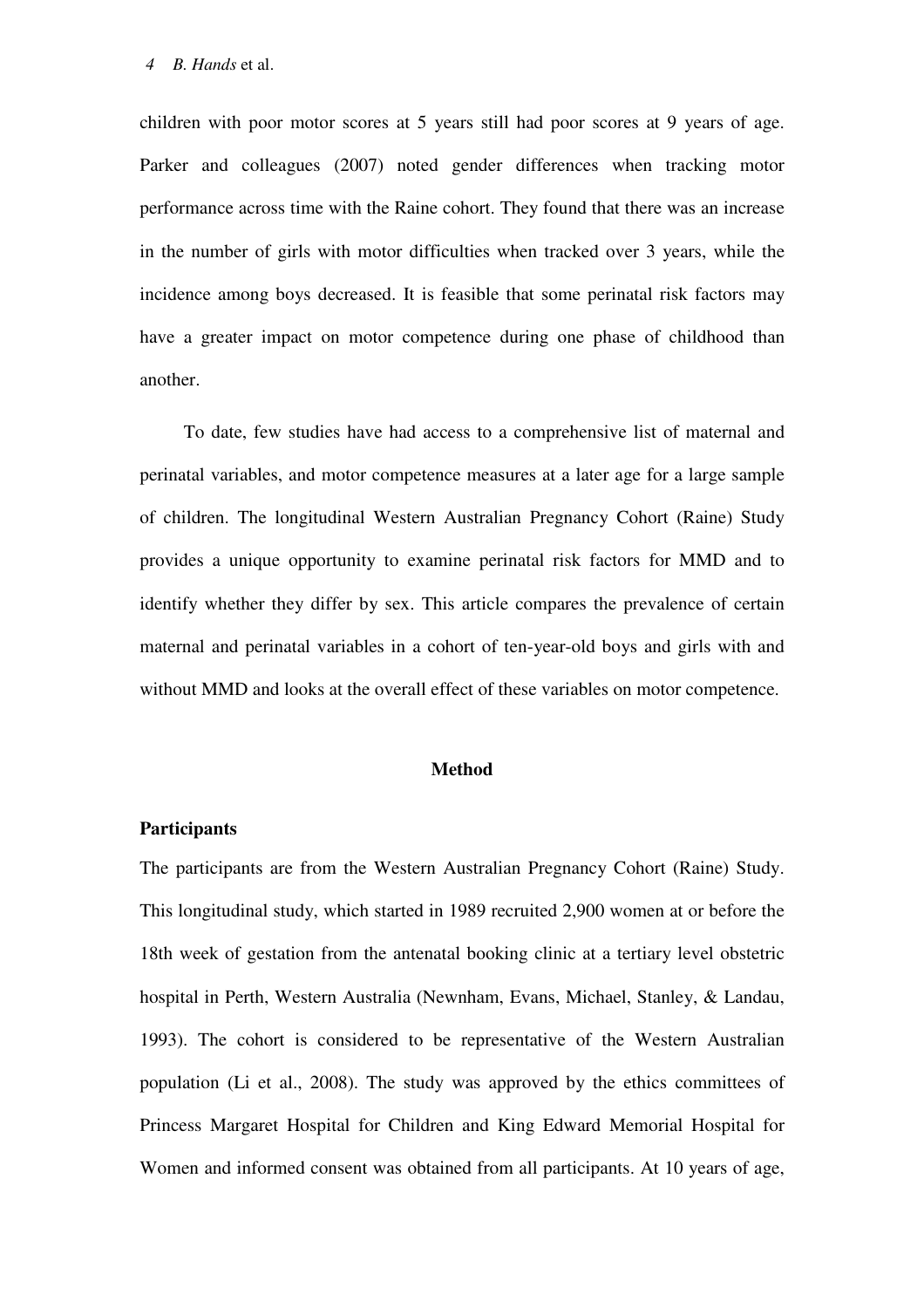children with poor motor scores at 5 years still had poor scores at 9 years of age. Parker and colleagues (2007) noted gender differences when tracking motor performance across time with the Raine cohort. They found that there was an increase in the number of girls with motor difficulties when tracked over 3 years, while the incidence among boys decreased. It is feasible that some perinatal risk factors may have a greater impact on motor competence during one phase of childhood than another.

To date, few studies have had access to a comprehensive list of maternal and perinatal variables, and motor competence measures at a later age for a large sample of children. The longitudinal Western Australian Pregnancy Cohort (Raine) Study provides a unique opportunity to examine perinatal risk factors for MMD and to identify whether they differ by sex. This article compares the prevalence of certain maternal and perinatal variables in a cohort of ten-year-old boys and girls with and without MMD and looks at the overall effect of these variables on motor competence.

## Method

### Participants

The participants are from the Western Australian Pregnancy Cohort (Raine) Study. This longitudinal study, which started in 1989 recruited 2,900 women at or before the 18th week of gestation from the antenatal booking clinic at a tertiary level obstetric hospital in Perth, Western Australia (Newnham, Evans, Michael, Stanley, & Landau, 1993). The cohort is considered to be representative of the Western Australian population (Li et al., 2008). The study was approved by the ethics committees of Princess Margaret Hospital for Children and King Edward Memorial Hospital for Women and informed consent was obtained from all participants. At 10 years of age,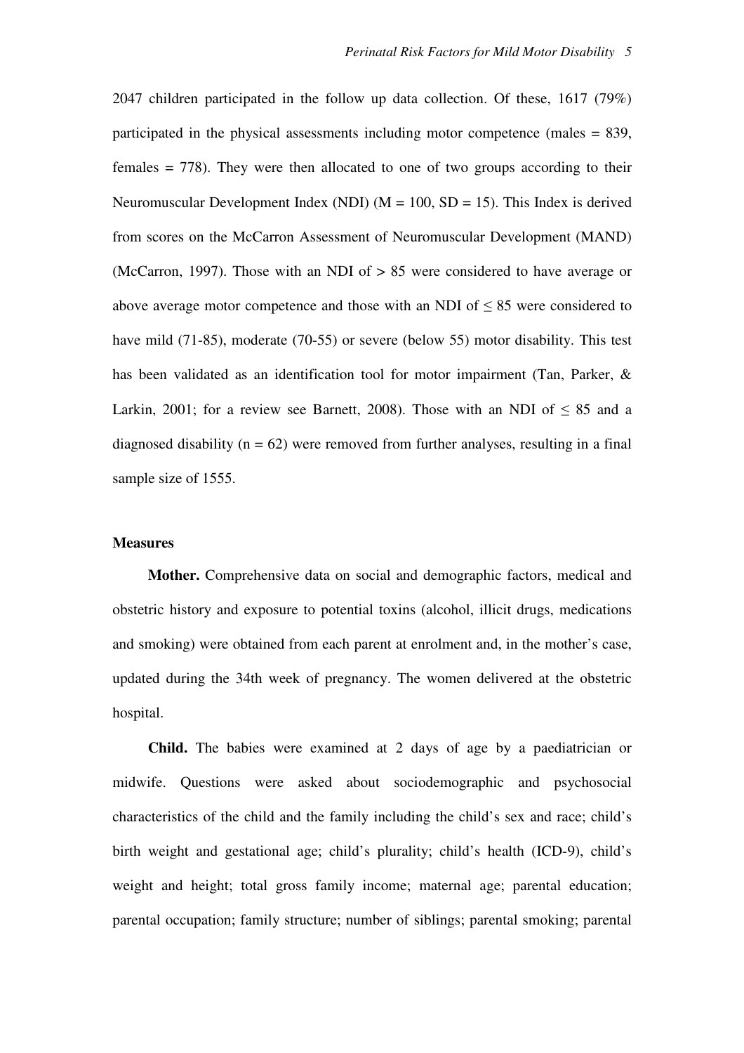2047 children participated in the follow up data collection. Of these, 1617 (79%) participated in the physical assessments including motor competence (males = 839, females = 778). They were then allocated to one of two groups according to their Neuromuscular Development Index (NDI) (M = 100, SD = 15). This Index is derived from scores on the McCarron Assessment of Neuromuscular Development (MAND) (McCarron, 1997). Those with an NDI of > 85 were considered to have average or above average motor competence and those with an NDI of ≤ 85 were considered to have mild (71-85), moderate (70-55) or severe (below 55) motor disability. This test has been validated as an identification tool for motor impairment (Tan, Parker, & Larkin, 2001; for a review see Barnett, 2008). Those with an NDI of ≤ 85 and a diagnosed disability (n = 62) were removed from further analyses, resulting in a final sample size of 1555.

### Measures

**Mother.** Comprehensive data on social and demographic factors, medical and obstetric history and exposure to potential toxins (alcohol, illicit drugs, medications and smoking) were obtained from each parent at enrolment and, in the mother's case, updated during the 34th week of pregnancy. The women delivered at the obstetric hospital.

**Child.** The babies were examined at 2 days of age by a paediatrician or midwife. Questions were asked about sociodemographic and psychosocial characteristics of the child and the family including the child's sex and race; child's birth weight and gestational age; child's plurality; child's health (ICD-9), child's weight and height; total gross family income; maternal age; parental education; parental occupation; family structure; number of siblings; parental smoking; parental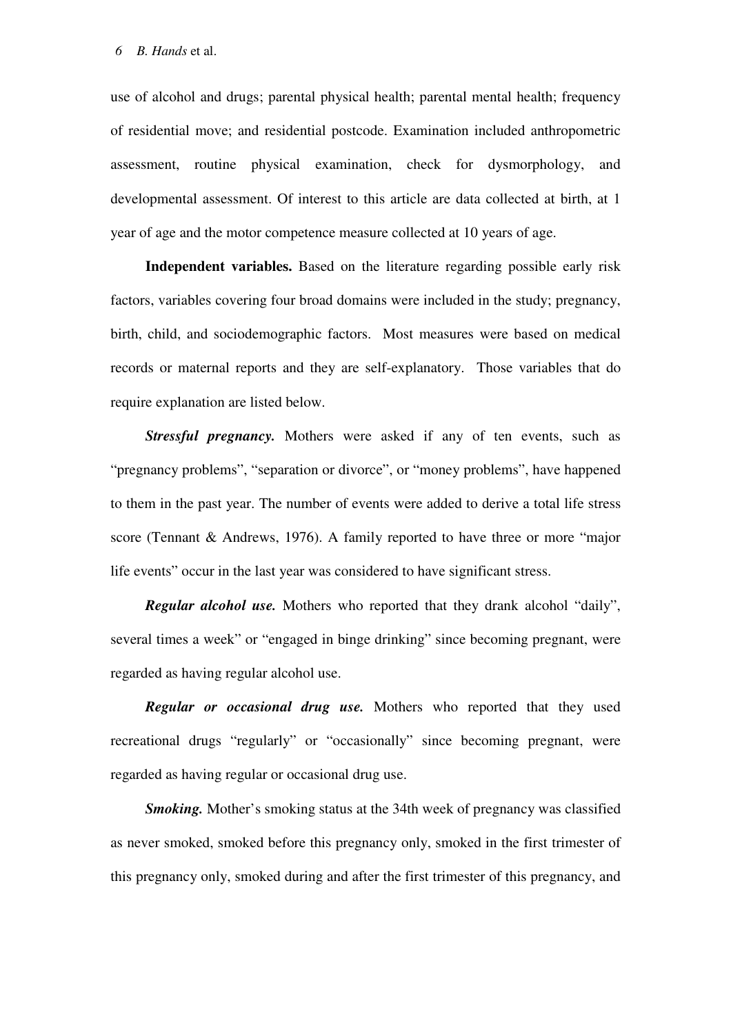use of alcohol and drugs; parental physical health; parental mental health; frequency of residential move; and residential postcode. Examination included anthropometric assessment, routine physical examination, check for dysmorphology, and developmental assessment. Of interest to this article are data collected at birth, at 1 year of age and the motor competence measure collected at 10 years of age.

**Independent variables.** Based on the literature regarding possible early risk factors, variables covering four broad domains were included in the study; pregnancy, birth, child, and sociodemographic factors. Most measures were based on medical records or maternal reports and they are self-explanatory. Those variables that do require explanation are listed below.

***Stressful pregnancy.*** Mothers were asked if any of ten events, such as "pregnancy problems", "separation or divorce", or "money problems", have happened to them in the past year. The number of events were added to derive a total life stress score (Tennant & Andrews, 1976). A family reported to have three or more "major life events" occur in the last year was considered to have significant stress.

***Regular alcohol use.*** Mothers who reported that they drank alcohol "daily", several times a week" or "engaged in binge drinking" since becoming pregnant, were regarded as having regular alcohol use.

***Regular or occasional drug use.*** Mothers who reported that they used recreational drugs "regularly" or "occasionally" since becoming pregnant, were regarded as having regular or occasional drug use.

***Smoking.*** Mother's smoking status at the 34th week of pregnancy was classified as never smoked, smoked before this pregnancy only, smoked in the first trimester of this pregnancy only, smoked during and after the first trimester of this pregnancy, and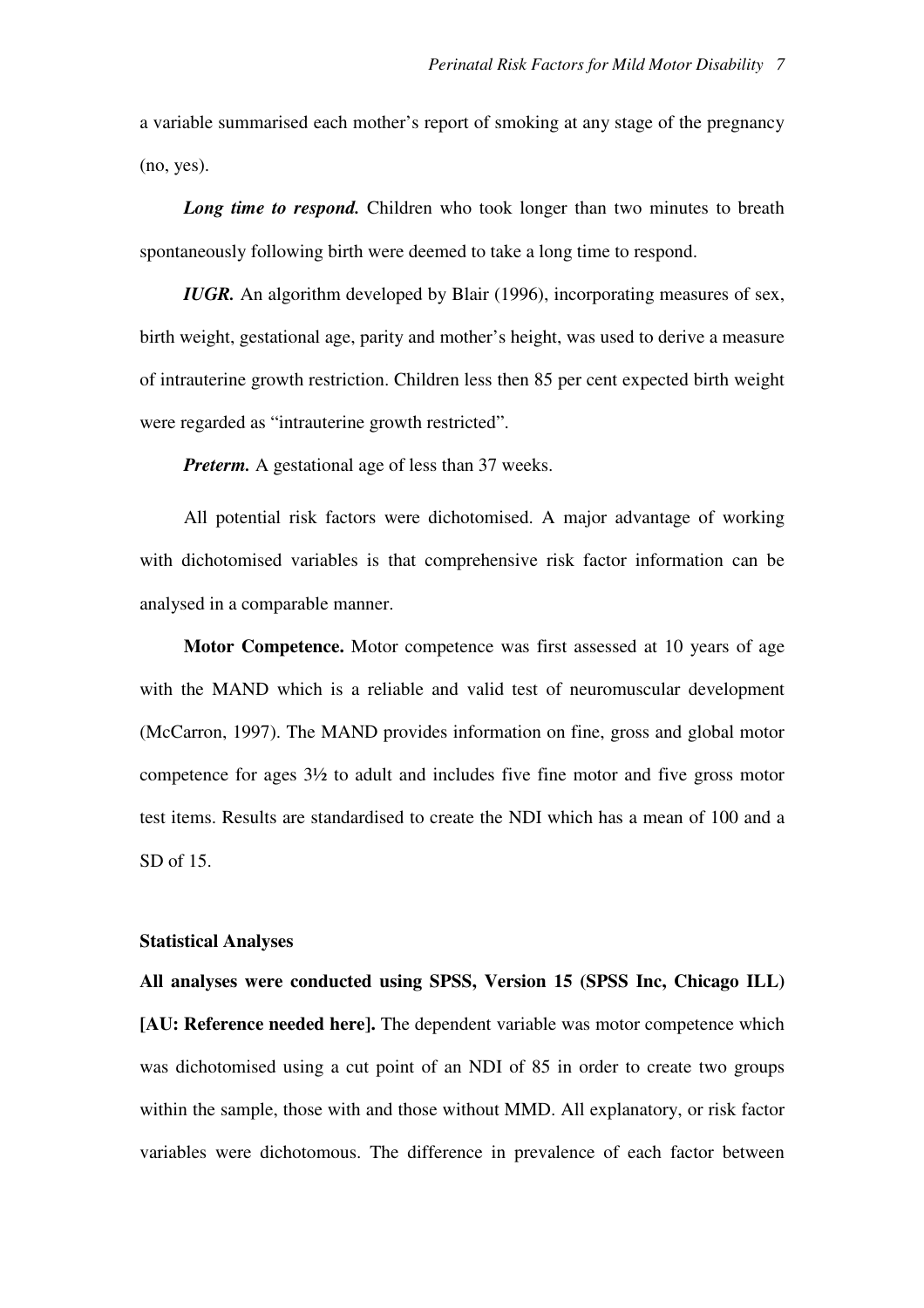a variable summarised each mother's report of smoking at any stage of the pregnancy (no, yes).

***Long time to respond.*** Children who took longer than two minutes to breath spontaneously following birth were deemed to take a long time to respond.

***IUGR.*** An algorithm developed by Blair (1996), incorporating measures of sex, birth weight, gestational age, parity and mother's height, was used to derive a measure of intrauterine growth restriction. Children less then 85 per cent expected birth weight were regarded as "intrauterine growth restricted".

***Preterm.*** A gestational age of less than 37 weeks.

All potential risk factors were dichotomised. A major advantage of working with dichotomised variables is that comprehensive risk factor information can be analysed in a comparable manner.

**Motor Competence.** Motor competence was first assessed at 10 years of age with the MAND which is a reliable and valid test of neuromuscular development (McCarron, 1997). The MAND provides information on fine, gross and global motor competence for ages 3½ to adult and includes five fine motor and five gross motor test items. Results are standardised to create the NDI which has a mean of 100 and a SD of 15.

### Statistical Analyses

**All analyses were conducted using SPSS, Version 15 (SPSS Inc, Chicago ILL) [AU: Reference needed here].** The dependent variable was motor competence which was dichotomised using a cut point of an NDI of 85 in order to create two groups within the sample, those with and those without MMD. All explanatory, or risk factor variables were dichotomous. The difference in prevalence of each factor between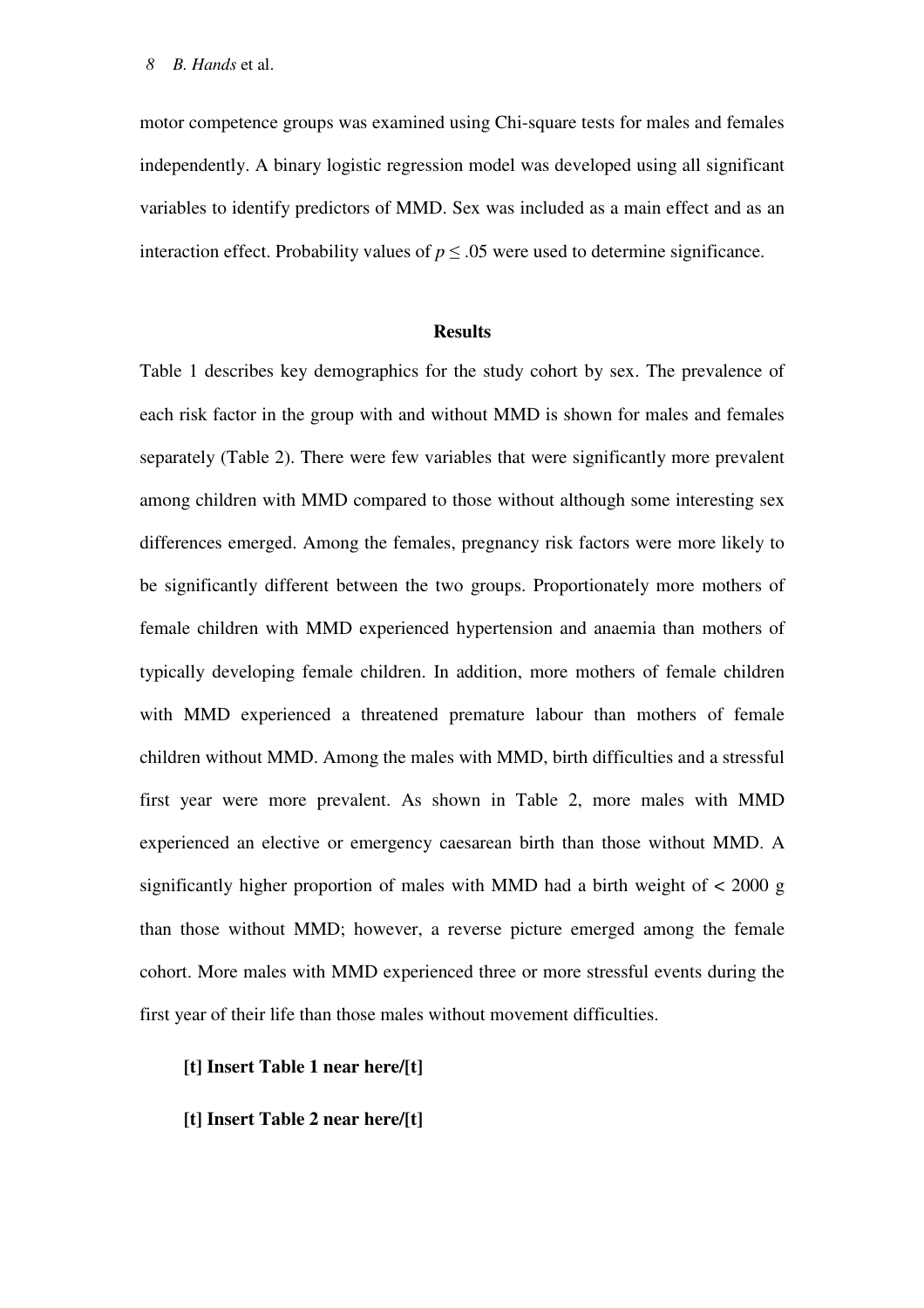motor competence groups was examined using Chi-square tests for males and females independently. A binary logistic regression model was developed using all significant variables to identify predictors of MMD. Sex was included as a main effect and as an interaction effect. Probability values of $p \leq .05$ were used to determine significance.

## Results

Table 1 describes key demographics for the study cohort by sex. The prevalence of each risk factor in the group with and without MMD is shown for males and females separately (Table 2). There were few variables that were significantly more prevalent among children with MMD compared to those without although some interesting sex differences emerged. Among the females, pregnancy risk factors were more likely to be significantly different between the two groups. Proportionately more mothers of female children with MMD experienced hypertension and anaemia than mothers of typically developing female children. In addition, more mothers of female children with MMD experienced a threatened premature labour than mothers of female children without MMD. Among the males with MMD, birth difficulties and a stressful first year were more prevalent. As shown in Table 2, more males with MMD experienced an elective or emergency caesarean birth than those without MMD. A significantly higher proportion of males with MMD had a birth weight of < 2000 g than those without MMD; however, a reverse picture emerged among the female cohort. More males with MMD experienced three or more stressful events during the first year of their life than those males without movement difficulties.

**[t] Insert Table 1 near here/[t]**

**[t] Insert Table 2 near here/[t]**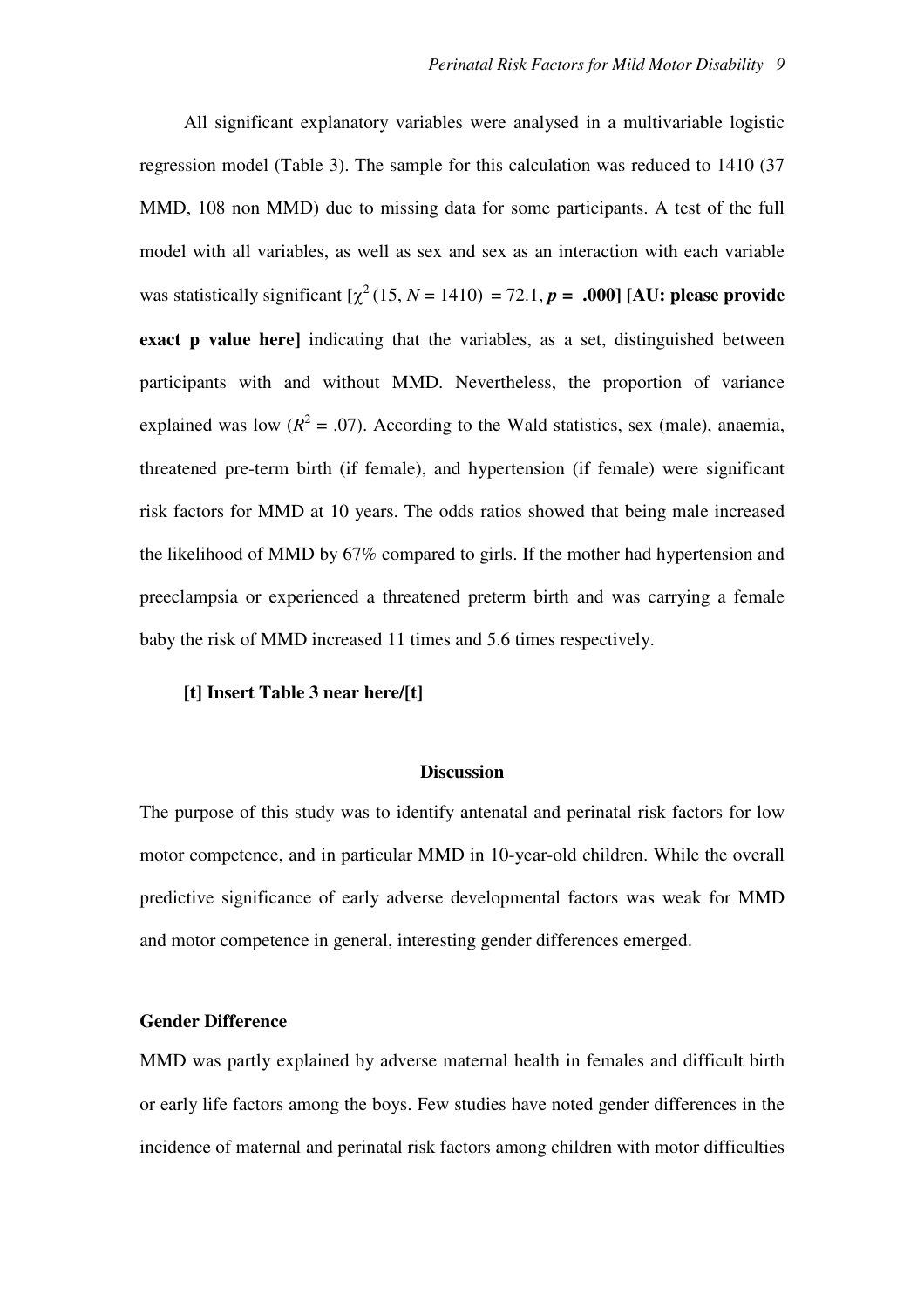All significant explanatory variables were analysed in a multivariable logistic regression model (Table 3). The sample for this calculation was reduced to 1410 (37 MMD, 108 non MMD) due to missing data for some participants. A test of the full model with all variables, as well as sex and sex as an interaction with each variable was statistically significant [$\chi^2$ (15, $N$ = 1410) = 72.1, $\boldsymbol{p}$ **= .000] [AU: please provide exact p value here]** indicating that the variables, as a set, distinguished between participants with and without MMD. Nevertheless, the proportion of variance explained was low ($R^2$ = .07). According to the Wald statistics, sex (male), anaemia, threatened pre-term birth (if female), and hypertension (if female) were significant risk factors for MMD at 10 years. The odds ratios showed that being male increased the likelihood of MMD by 67% compared to girls. If the mother had hypertension and preeclampsia or experienced a threatened preterm birth and was carrying a female baby the risk of MMD increased 11 times and 5.6 times respectively.

**[t] Insert Table 3 near here/[t]**

## Discussion

The purpose of this study was to identify antenatal and perinatal risk factors for low motor competence, and in particular MMD in 10-year-old children. While the overall predictive significance of early adverse developmental factors was weak for MMD and motor competence in general, interesting gender differences emerged.

### Gender Difference

MMD was partly explained by adverse maternal health in females and difficult birth or early life factors among the boys. Few studies have noted gender differences in the incidence of maternal and perinatal risk factors among children with motor difficulties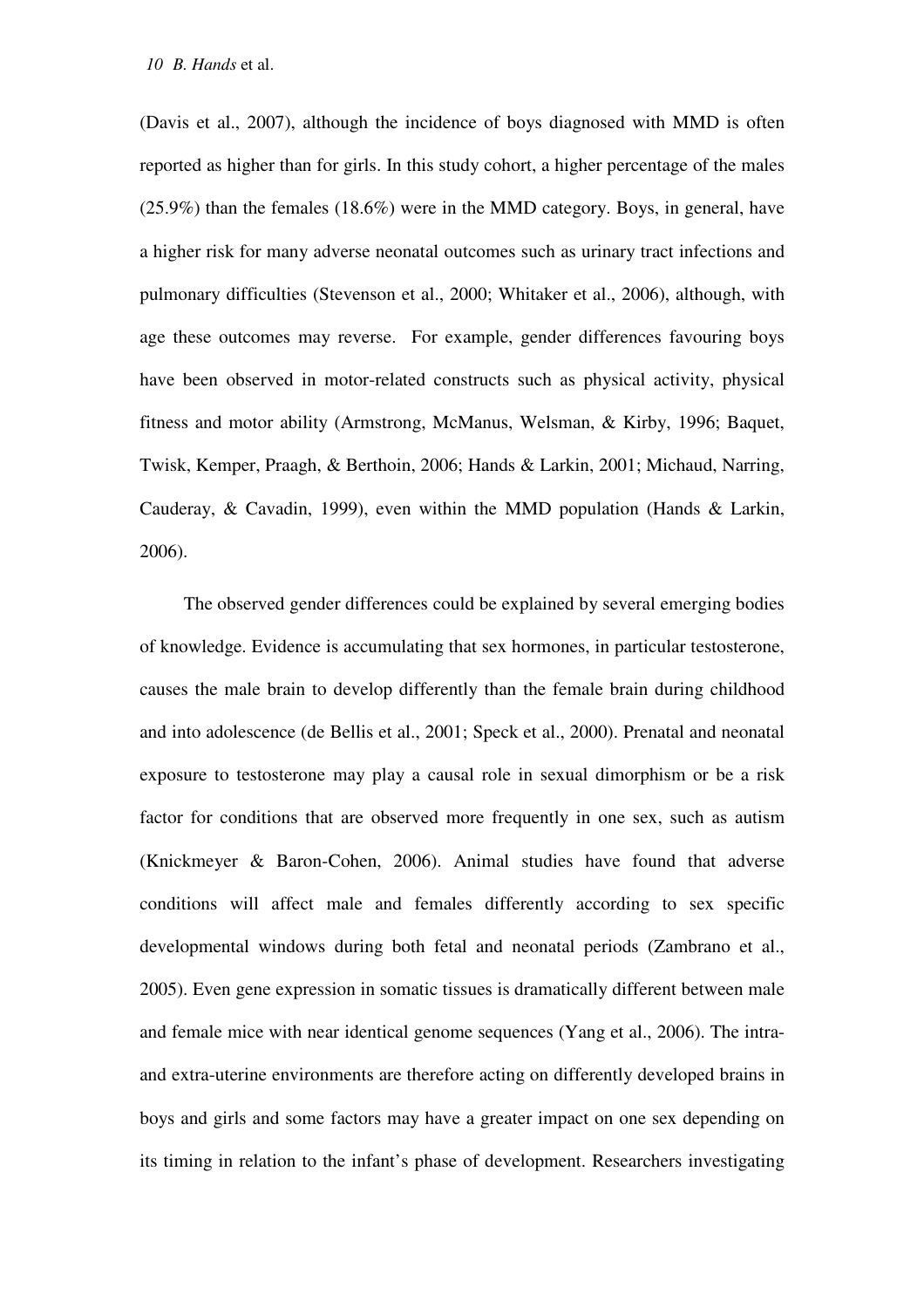(Davis et al., 2007), although the incidence of boys diagnosed with MMD is often reported as higher than for girls. In this study cohort, a higher percentage of the males (25.9%) than the females (18.6%) were in the MMD category. Boys, in general, have a higher risk for many adverse neonatal outcomes such as urinary tract infections and pulmonary difficulties (Stevenson et al., 2000; Whitaker et al., 2006), although, with age these outcomes may reverse. For example, gender differences favouring boys have been observed in motor-related constructs such as physical activity, physical fitness and motor ability (Armstrong, McManus, Welsman, & Kirby, 1996; Baquet, Twisk, Kemper, Praagh, & Berthoin, 2006; Hands & Larkin, 2001; Michaud, Narring, Cauderay, & Cavadin, 1999), even within the MMD population (Hands & Larkin, 2006).

The observed gender differences could be explained by several emerging bodies of knowledge. Evidence is accumulating that sex hormones, in particular testosterone, causes the male brain to develop differently than the female brain during childhood and into adolescence (de Bellis et al., 2001; Speck et al., 2000). Prenatal and neonatal exposure to testosterone may play a causal role in sexual dimorphism or be a risk factor for conditions that are observed more frequently in one sex, such as autism (Knickmeyer & Baron-Cohen, 2006). Animal studies have found that adverse conditions will affect male and females differently according to sex specific developmental windows during both fetal and neonatal periods (Zambrano et al., 2005). Even gene expression in somatic tissues is dramatically different between male and female mice with near identical genome sequences (Yang et al., 2006). The intra- and extra-uterine environments are therefore acting on differently developed brains in boys and girls and some factors may have a greater impact on one sex depending on its timing in relation to the infant's phase of development. Researchers investigating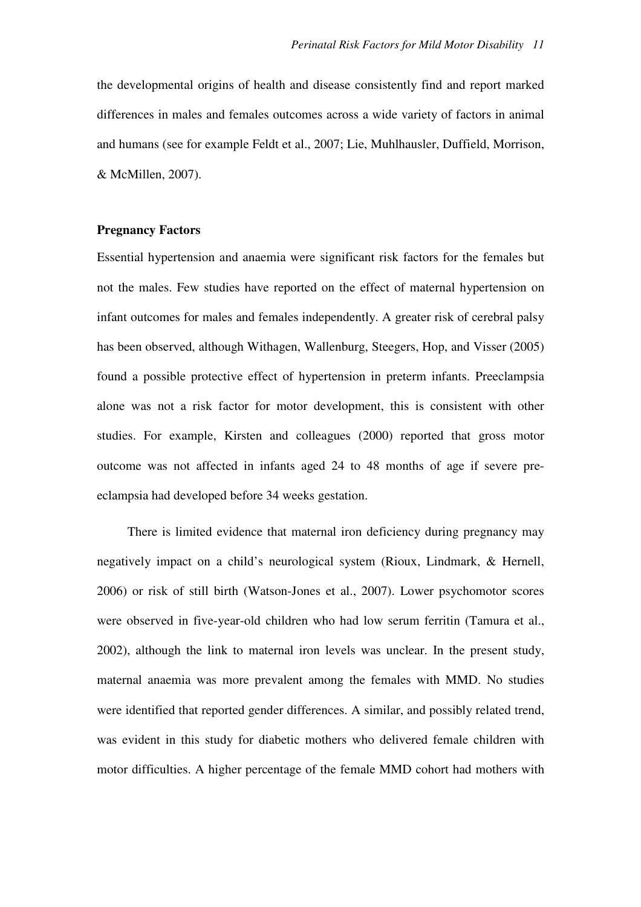the developmental origins of health and disease consistently find and report marked differences in males and females outcomes across a wide variety of factors in animal and humans (see for example Feldt et al., 2007; Lie, Muhlhausler, Duffield, Morrison, & McMillen, 2007).

**Pregnancy Factors**

Essential hypertension and anaemia were significant risk factors for the females but not the males. Few studies have reported on the effect of maternal hypertension on infant outcomes for males and females independently. A greater risk of cerebral palsy has been observed, although Withagen, Wallenburg, Steegers, Hop, and Visser (2005) found a possible protective effect of hypertension in preterm infants. Preeclampsia alone was not a risk factor for motor development, this is consistent with other studies. For example, Kirsten and colleagues (2000) reported that gross motor outcome was not affected in infants aged 24 to 48 months of age if severe pre-eclampsia had developed before 34 weeks gestation.

There is limited evidence that maternal iron deficiency during pregnancy may negatively impact on a child's neurological system (Rioux, Lindmark, & Hernell, 2006) or risk of still birth (Watson-Jones et al., 2007). Lower psychomotor scores were observed in five-year-old children who had low serum ferritin (Tamura et al., 2002), although the link to maternal iron levels was unclear. In the present study, maternal anaemia was more prevalent among the females with MMD. No studies were identified that reported gender differences. A similar, and possibly related trend, was evident in this study for diabetic mothers who delivered female children with motor difficulties. A higher percentage of the female MMD cohort had mothers with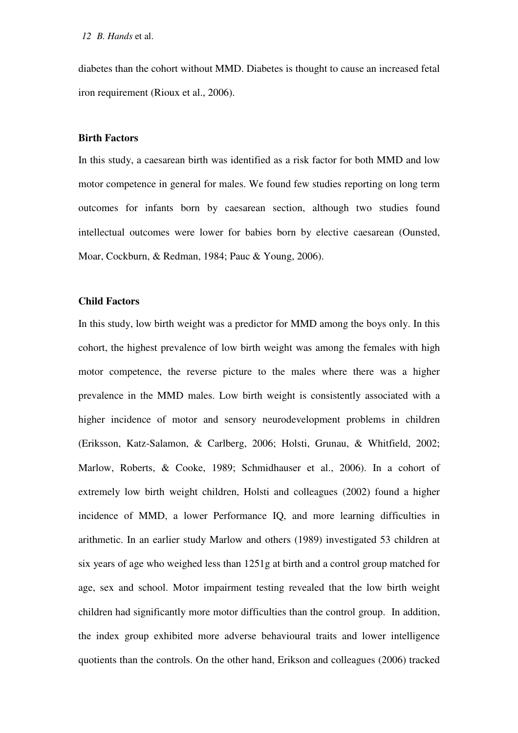diabetes than the cohort without MMD. Diabetes is thought to cause an increased fetal iron requirement (Rioux et al., 2006).

**Birth Factors**

In this study, a caesarean birth was identified as a risk factor for both MMD and low motor competence in general for males. We found few studies reporting on long term outcomes for infants born by caesarean section, although two studies found intellectual outcomes were lower for babies born by elective caesarean (Ounsted, Moar, Cockburn, & Redman, 1984; Pauc & Young, 2006).

**Child Factors**

In this study, low birth weight was a predictor for MMD among the boys only. In this cohort, the highest prevalence of low birth weight was among the females with high motor competence, the reverse picture to the males where there was a higher prevalence in the MMD males. Low birth weight is consistently associated with a higher incidence of motor and sensory neurodevelopment problems in children (Eriksson, Katz-Salamon, & Carlberg, 2006; Holsti, Grunau, & Whitfield, 2002; Marlow, Roberts, & Cooke, 1989; Schmidhauser et al., 2006). In a cohort of extremely low birth weight children, Holsti and colleagues (2002) found a higher incidence of MMD, a lower Performance IQ, and more learning difficulties in arithmetic. In an earlier study Marlow and others (1989) investigated 53 children at six years of age who weighed less than 1251g at birth and a control group matched for age, sex and school. Motor impairment testing revealed that the low birth weight children had significantly more motor difficulties than the control group. In addition, the index group exhibited more adverse behavioural traits and lower intelligence quotients than the controls. On the other hand, Erikson and colleagues (2006) tracked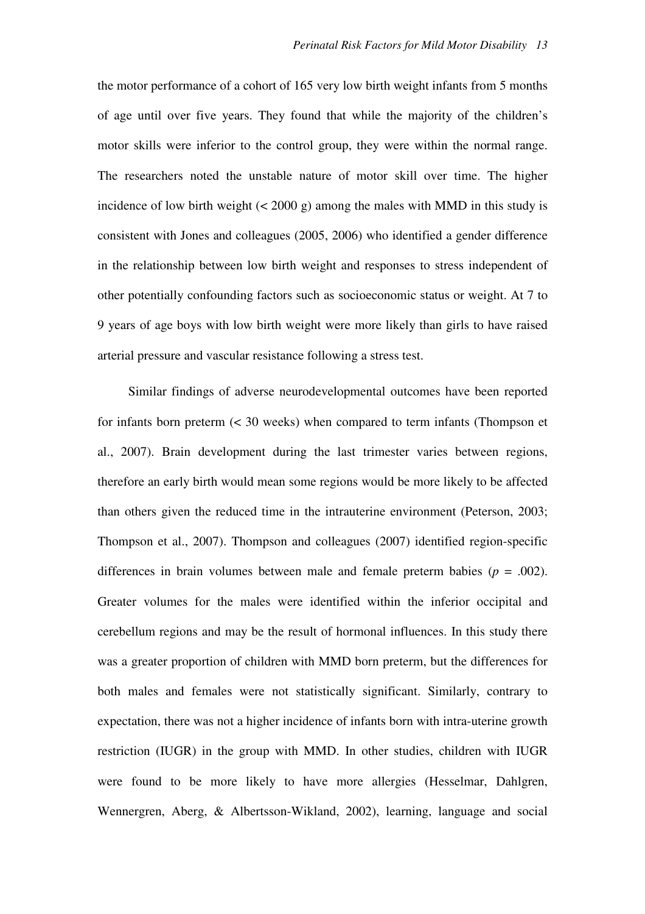the motor performance of a cohort of 165 very low birth weight infants from 5 months of age until over five years. They found that while the majority of the children's motor skills were inferior to the control group, they were within the normal range. The researchers noted the unstable nature of motor skill over time. The higher incidence of low birth weight (< 2000 g) among the males with MMD in this study is consistent with Jones and colleagues (2005, 2006) who identified a gender difference in the relationship between low birth weight and responses to stress independent of other potentially confounding factors such as socioeconomic status or weight. At 7 to 9 years of age boys with low birth weight were more likely than girls to have raised arterial pressure and vascular resistance following a stress test.

Similar findings of adverse neurodevelopmental outcomes have been reported for infants born preterm (< 30 weeks) when compared to term infants (Thompson et al., 2007). Brain development during the last trimester varies between regions, therefore an early birth would mean some regions would be more likely to be affected than others given the reduced time in the intrauterine environment (Peterson, 2003; Thompson et al., 2007). Thompson and colleagues (2007) identified region-specific differences in brain volumes between male and female preterm babies ($p$ = .002). Greater volumes for the males were identified within the inferior occipital and cerebellum regions and may be the result of hormonal influences. In this study there was a greater proportion of children with MMD born preterm, but the differences for both males and females were not statistically significant. Similarly, contrary to expectation, there was not a higher incidence of infants born with intra-uterine growth restriction (IUGR) in the group with MMD. In other studies, children with IUGR were found to be more likely to have more allergies (Hesselmar, Dahlgren, Wennergren, Aberg, & Albertsson-Wikland, 2002), learning, language and social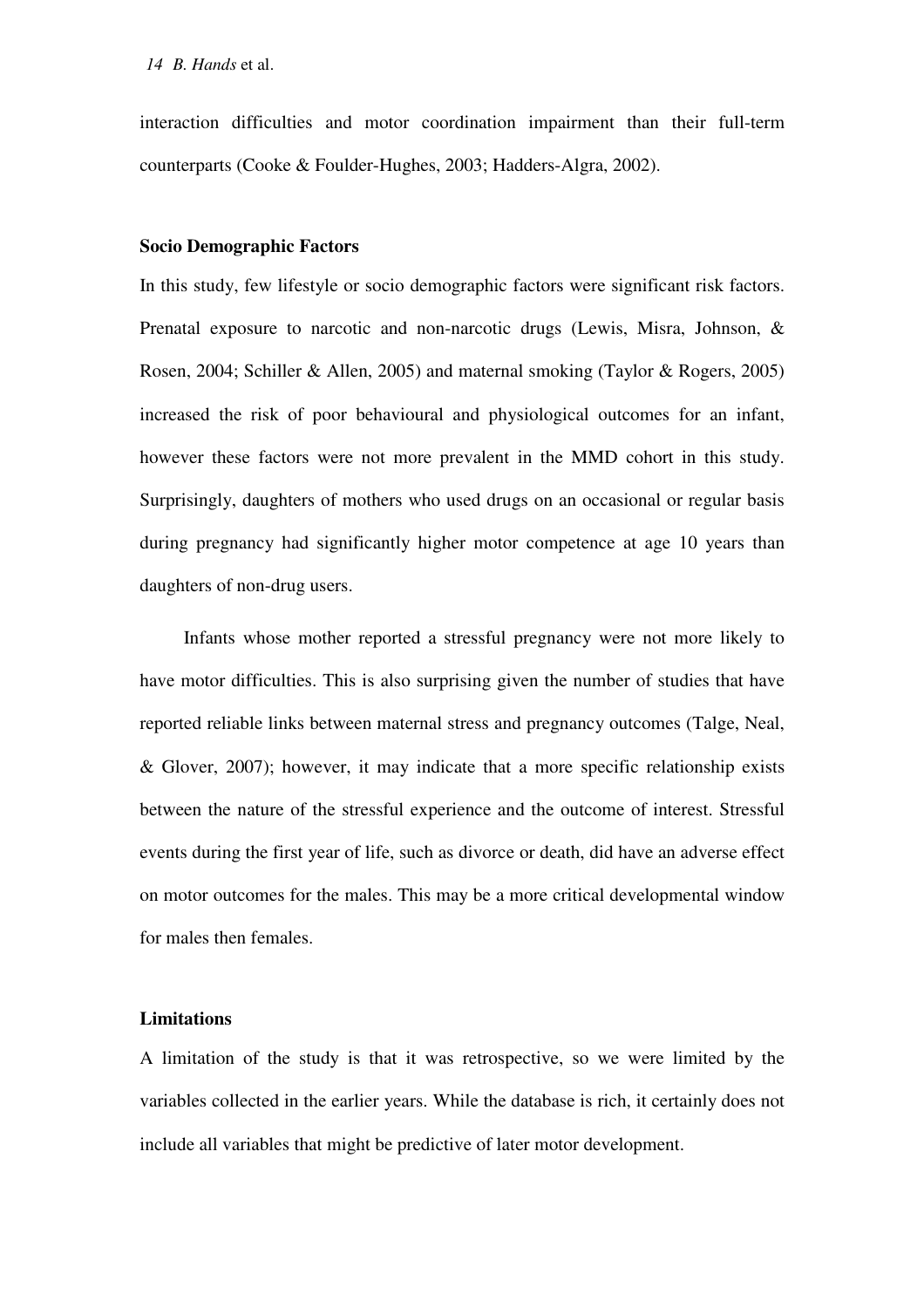interaction difficulties and motor coordination impairment than their full-term counterparts (Cooke & Foulder-Hughes, 2003; Hadders-Algra, 2002).

### Socio Demographic Factors

In this study, few lifestyle or socio demographic factors were significant risk factors. Prenatal exposure to narcotic and non-narcotic drugs (Lewis, Misra, Johnson, & Rosen, 2004; Schiller & Allen, 2005) and maternal smoking (Taylor & Rogers, 2005) increased the risk of poor behavioural and physiological outcomes for an infant, however these factors were not more prevalent in the MMD cohort in this study. Surprisingly, daughters of mothers who used drugs on an occasional or regular basis during pregnancy had significantly higher motor competence at age 10 years than daughters of non-drug users.

Infants whose mother reported a stressful pregnancy were not more likely to have motor difficulties. This is also surprising given the number of studies that have reported reliable links between maternal stress and pregnancy outcomes (Talge, Neal, & Glover, 2007); however, it may indicate that a more specific relationship exists between the nature of the stressful experience and the outcome of interest. Stressful events during the first year of life, such as divorce or death, did have an adverse effect on motor outcomes for the males. This may be a more critical developmental window for males then females.

### Limitations

A limitation of the study is that it was retrospective, so we were limited by the variables collected in the earlier years. While the database is rich, it certainly does not include all variables that might be predictive of later motor development.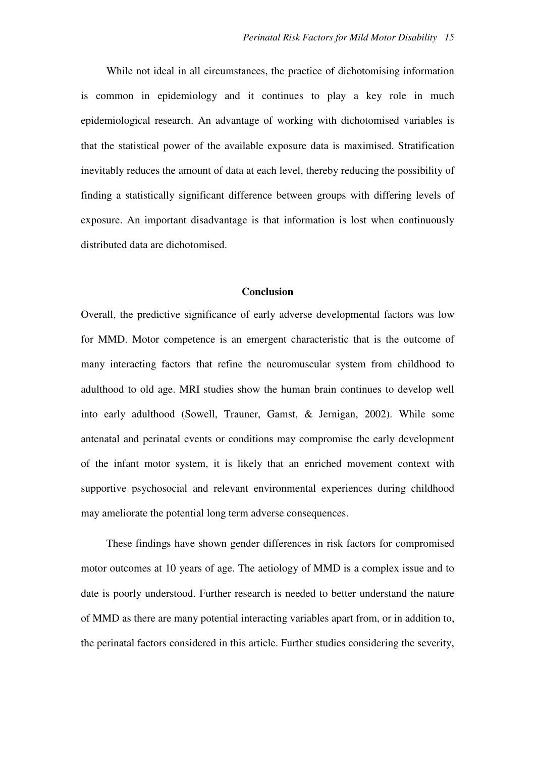While not ideal in all circumstances, the practice of dichotomising information is common in epidemiology and it continues to play a key role in much epidemiological research. An advantage of working with dichotomised variables is that the statistical power of the available exposure data is maximised. Stratification inevitably reduces the amount of data at each level, thereby reducing the possibility of finding a statistically significant difference between groups with differing levels of exposure. An important disadvantage is that information is lost when continuously distributed data are dichotomised.

## Conclusion

Overall, the predictive significance of early adverse developmental factors was low for MMD. Motor competence is an emergent characteristic that is the outcome of many interacting factors that refine the neuromuscular system from childhood to adulthood to old age. MRI studies show the human brain continues to develop well into early adulthood (Sowell, Trauner, Gamst, & Jernigan, 2002). While some antenatal and perinatal events or conditions may compromise the early development of the infant motor system, it is likely that an enriched movement context with supportive psychosocial and relevant environmental experiences during childhood may ameliorate the potential long term adverse consequences.

These findings have shown gender differences in risk factors for compromised motor outcomes at 10 years of age. The aetiology of MMD is a complex issue and to date is poorly understood. Further research is needed to better understand the nature of MMD as there are many potential interacting variables apart from, or in addition to, the perinatal factors considered in this article. Further studies considering the severity,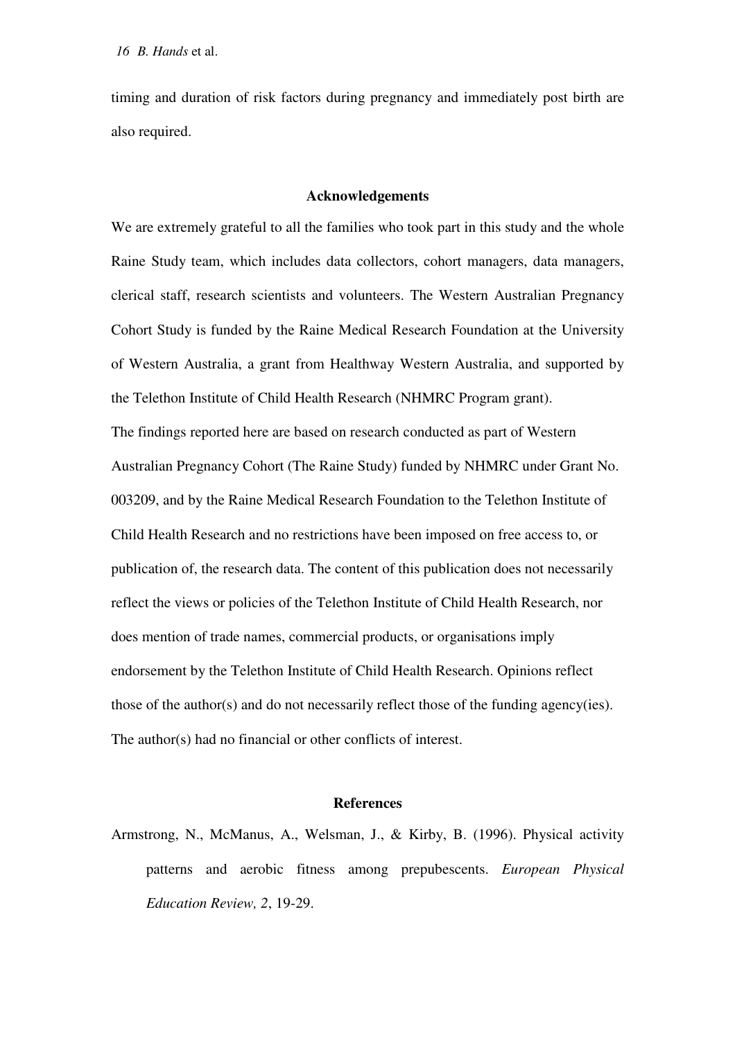timing and duration of risk factors during pregnancy and immediately post birth are also required.

## Acknowledgements

We are extremely grateful to all the families who took part in this study and the whole Raine Study team, which includes data collectors, cohort managers, data managers, clerical staff, research scientists and volunteers. The Western Australian Pregnancy Cohort Study is funded by the Raine Medical Research Foundation at the University of Western Australia, a grant from Healthway Western Australia, and supported by the Telethon Institute of Child Health Research (NHMRC Program grant).

The findings reported here are based on research conducted as part of Western Australian Pregnancy Cohort (The Raine Study) funded by NHMRC under Grant No. 003209, and by the Raine Medical Research Foundation to the Telethon Institute of Child Health Research and no restrictions have been imposed on free access to, or publication of, the research data. The content of this publication does not necessarily reflect the views or policies of the Telethon Institute of Child Health Research, nor does mention of trade names, commercial products, or organisations imply endorsement by the Telethon Institute of Child Health Research. Opinions reflect those of the author(s) and do not necessarily reflect those of the funding agency(ies). The author(s) had no financial or other conflicts of interest.

## References

Armstrong, N., McManus, A., Welsman, J., & Kirby, B. (1996). Physical activity patterns and aerobic fitness among prepubescents. *European Physical Education Review, 2*, 19-29.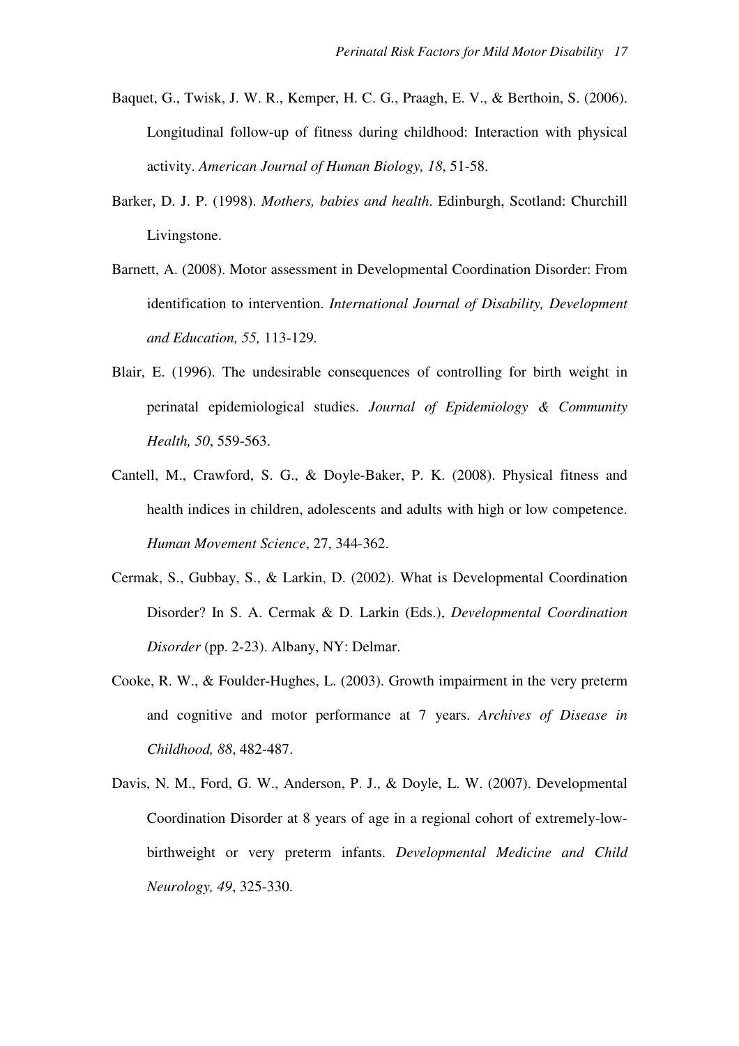Baquet, G., Twisk, J. W. R., Kemper, H. C. G., Praagh, E. V., & Berthoin, S. (2006). Longitudinal follow-up of fitness during childhood: Interaction with physical activity. *American Journal of Human Biology, 18*, 51-58.

Barker, D. J. P. (1998). *Mothers, babies and health*. Edinburgh, Scotland: Churchill Livingstone.

Barnett, A. (2008). Motor assessment in Developmental Coordination Disorder: From identification to intervention. *International Journal of Disability, Development and Education, 55,* 113-129.

Blair, E. (1996). The undesirable consequences of controlling for birth weight in perinatal epidemiological studies. *Journal of Epidemiology & Community Health, 50*, 559-563.

Cantell, M., Crawford, S. G., & Doyle-Baker, P. K. (2008). Physical fitness and health indices in children, adolescents and adults with high or low competence. *Human Movement Science*, 27, 344-362.

Cermak, S., Gubbay, S., & Larkin, D. (2002). What is Developmental Coordination Disorder? In S. A. Cermak & D. Larkin (Eds.), *Developmental Coordination Disorder* (pp. 2-23). Albany, NY: Delmar.

Cooke, R. W., & Foulder-Hughes, L. (2003). Growth impairment in the very preterm and cognitive and motor performance at 7 years. *Archives of Disease in Childhood, 88*, 482-487.

Davis, N. M., Ford, G. W., Anderson, P. J., & Doyle, L. W. (2007). Developmental Coordination Disorder at 8 years of age in a regional cohort of extremely-low-birthweight or very preterm infants. *Developmental Medicine and Child Neurology, 49*, 325-330.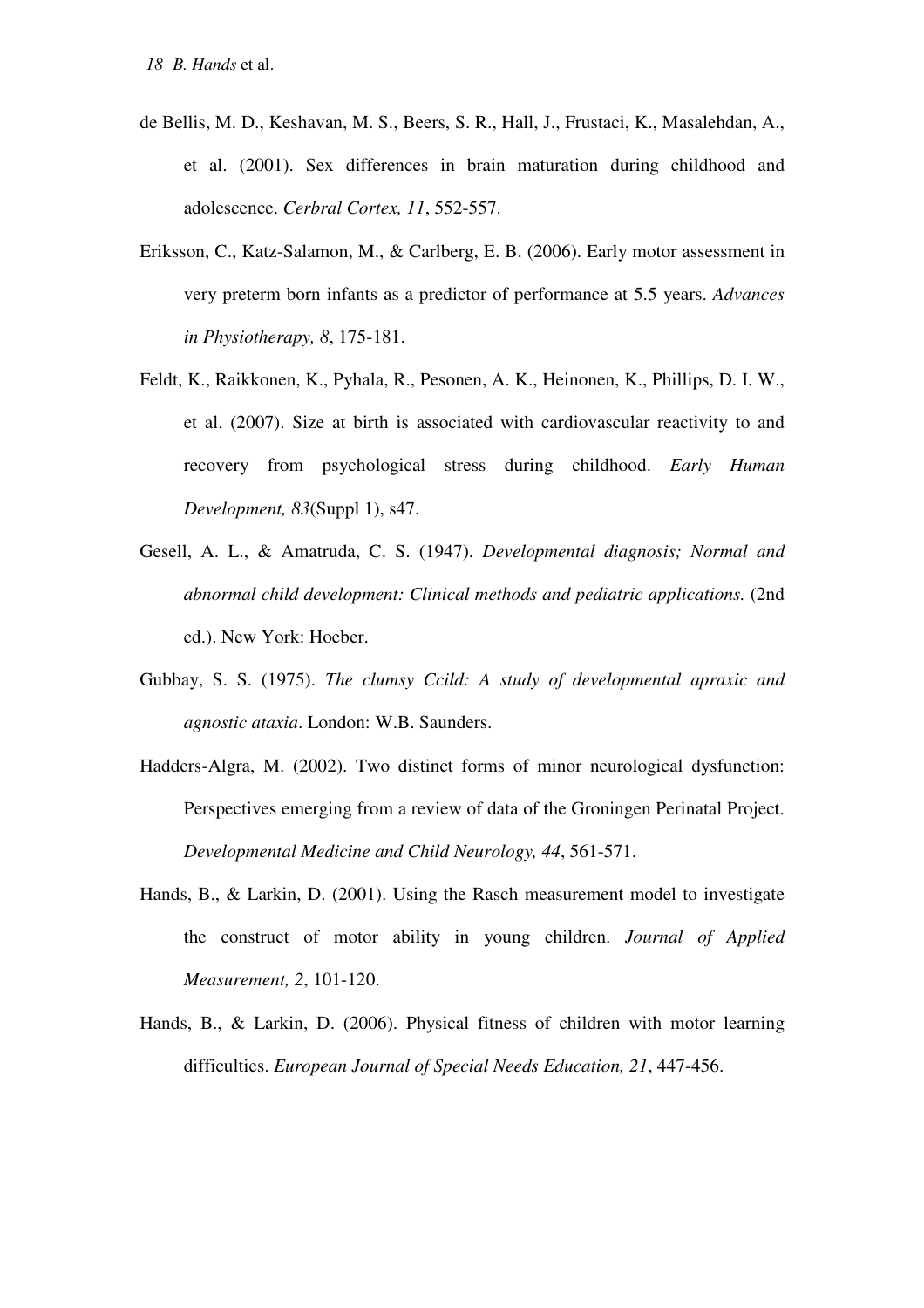de Bellis, M. D., Keshavan, M. S., Beers, S. R., Hall, J., Frustaci, K., Masalehdan, A., et al. (2001). Sex differences in brain maturation during childhood and adolescence. *Cerebral Cortex, 11*, 552-557.

Eriksson, C., Katz-Salamon, M., & Carlberg, E. B. (2006). Early motor assessment in very preterm born infants as a predictor of performance at 5.5 years. *Advances in Physiotherapy, 8*, 175-181.

Feldt, K., Raikkonen, K., Pyhala, R., Pesonen, A. K., Heinonen, K., Phillips, D. I. W., et al. (2007). Size at birth is associated with cardiovascular reactivity to and recovery from psychological stress during childhood. *Early Human Development, 83*(Suppl 1), s47.

Gesell, A. L., & Amatruda, C. S. (1947). *Developmental diagnosis; Normal and abnormal child development: Clinical methods and pediatric applications.* (2nd ed.). New York: Hoeber.

Gubbay, S. S. (1975). *The clumsy Ccild: A study of developmental apraxic and agnostic ataxia*. London: W.B. Saunders.

Hadders-Algra, M. (2002). Two distinct forms of minor neurological dysfunction: Perspectives emerging from a review of data of the Groningen Perinatal Project. *Developmental Medicine and Child Neurology, 44*, 561-571.

Hands, B., & Larkin, D. (2001). Using the Rasch measurement model to investigate the construct of motor ability in young children. *Journal of Applied Measurement, 2*, 101-120.

Hands, B., & Larkin, D. (2006). Physical fitness of children with motor learning difficulties. *European Journal of Special Needs Education, 21*, 447-456.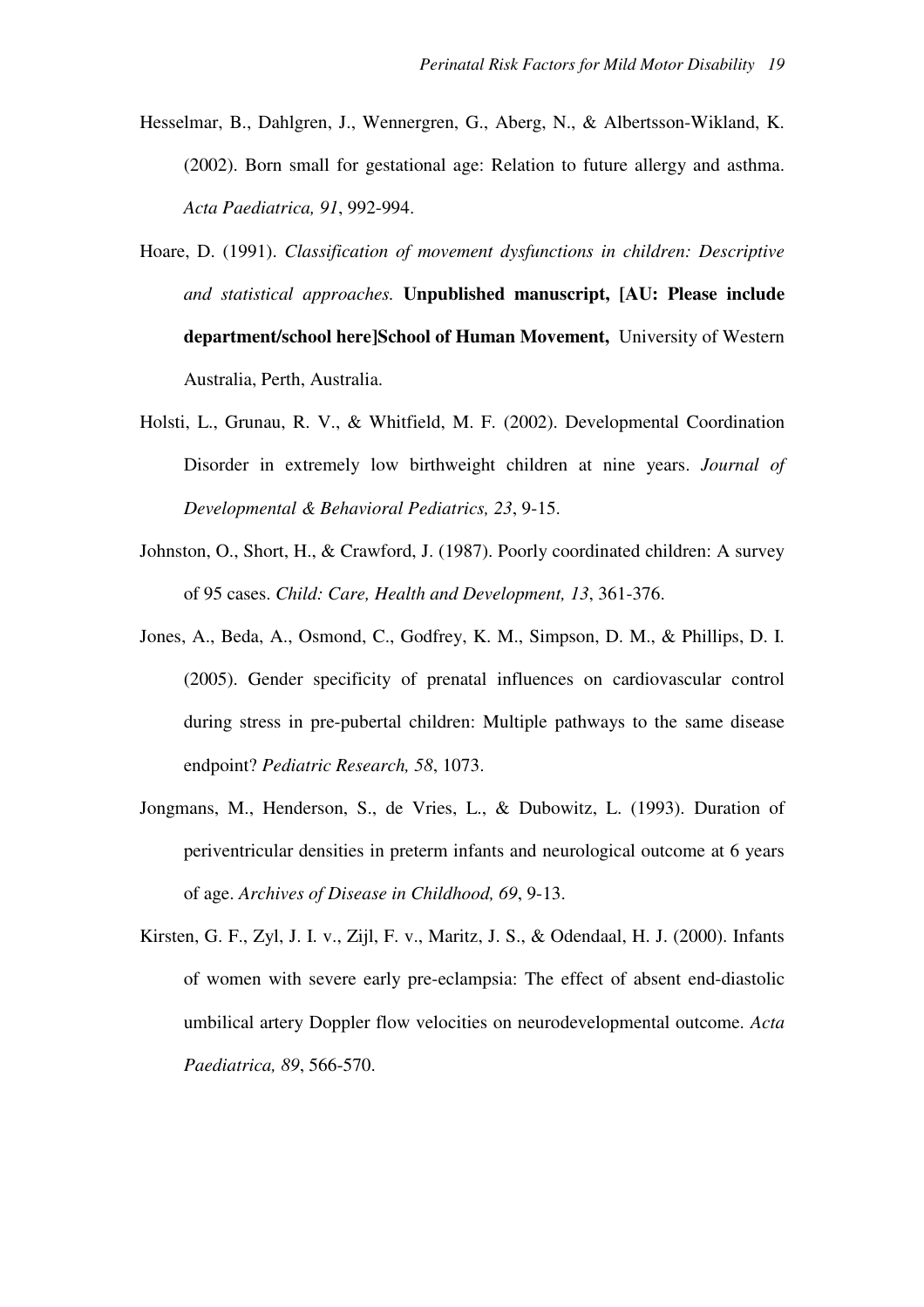Hesselmar, B., Dahlgren, J., Wennergren, G., Aberg, N., & Albertsson-Wikland, K. (2002). Born small for gestational age: Relation to future allergy and asthma. *Acta Paediatrica, 91*, 992-994.

Hoare, D. (1991). *Classification of movement dysfunctions in children: Descriptive and statistical approaches.* **Unpublished manuscript, [AU: Please include department/school here]School of Human Movement,** University of Western Australia, Perth, Australia.

Holsti, L., Grunau, R. V., & Whitfield, M. F. (2002). Developmental Coordination Disorder in extremely low birthweight children at nine years. *Journal of Developmental & Behavioral Pediatrics, 23*, 9-15.

Johnston, O., Short, H., & Crawford, J. (1987). Poorly coordinated children: A survey of 95 cases. *Child: Care, Health and Development, 13*, 361-376.

Jones, A., Beda, A., Osmond, C., Godfrey, K. M., Simpson, D. M., & Phillips, D. I. (2005). Gender specificity of prenatal influences on cardiovascular control during stress in pre-pubertal children: Multiple pathways to the same disease endpoint? *Pediatric Research, 58*, 1073.

Jongmans, M., Henderson, S., de Vries, L., & Dubowitz, L. (1993). Duration of periventricular densities in preterm infants and neurological outcome at 6 years of age. *Archives of Disease in Childhood, 69*, 9-13.

Kirsten, G. F., Zyl, J. I. v., Zijl, F. v., Maritz, J. S., & Odendaal, H. J. (2000). Infants of women with severe early pre-eclampsia: The effect of absent end-diastolic umbilical artery Doppler flow velocities on neurodevelopmental outcome. *Acta Paediatrica, 89*, 566-570.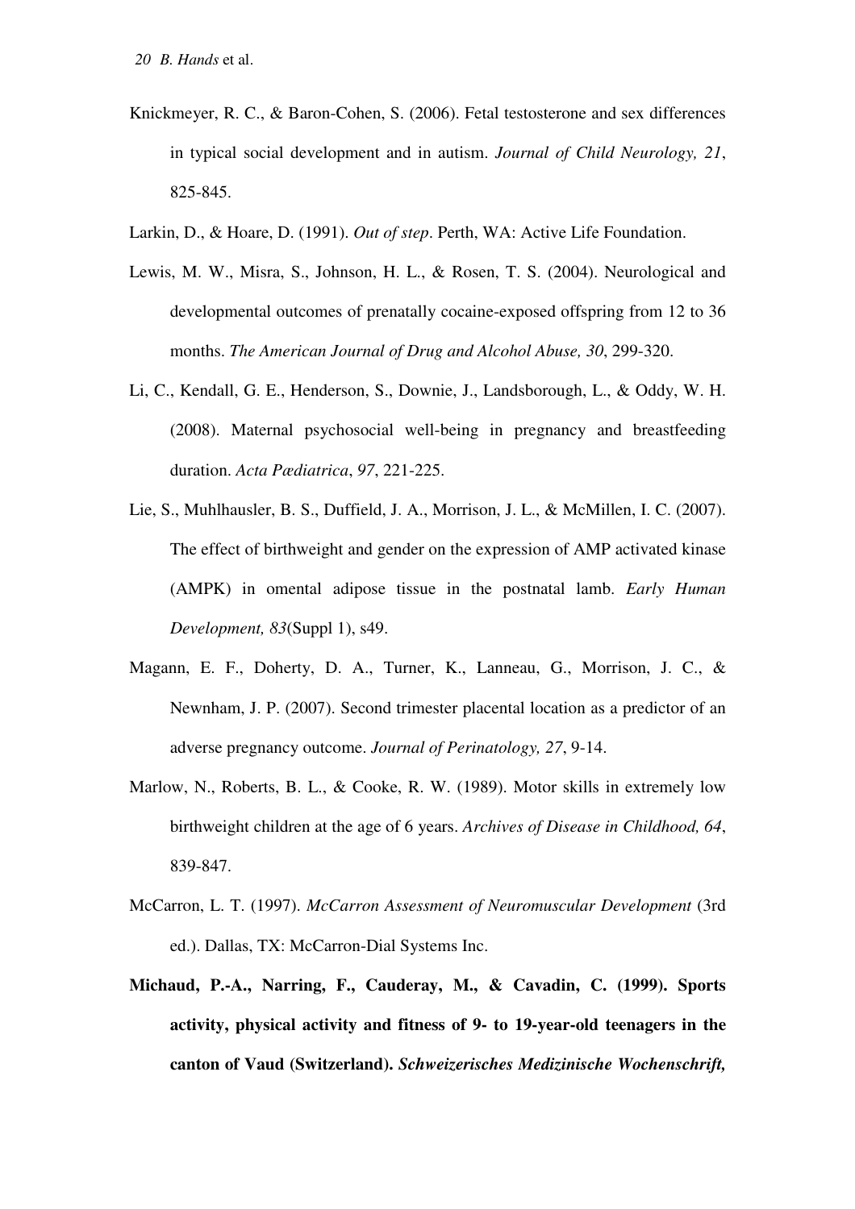Knickmeyer, R. C., & Baron-Cohen, S. (2006). Fetal testosterone and sex differences in typical social development and in autism. *Journal of Child Neurology, 21*, 825-845.

Larkin, D., & Hoare, D. (1991). *Out of step*. Perth, WA: Active Life Foundation.

Lewis, M. W., Misra, S., Johnson, H. L., & Rosen, T. S. (2004). Neurological and developmental outcomes of prenatally cocaine-exposed offspring from 12 to 36 months. *The American Journal of Drug and Alcohol Abuse, 30*, 299-320.

Li, C., Kendall, G. E., Henderson, S., Downie, J., Landsborough, L., & Oddy, W. H. (2008). Maternal psychosocial well-being in pregnancy and breastfeeding duration. *Acta Pædiatrica*, *97*, 221-225.

Lie, S., Muhlhausler, B. S., Duffield, J. A., Morrison, J. L., & McMillen, I. C. (2007). The effect of birthweight and gender on the expression of AMP activated kinase (AMPK) in omental adipose tissue in the postnatal lamb. *Early Human Development, 83*(Suppl 1), s49.

Magann, E. F., Doherty, D. A., Turner, K., Lanneau, G., Morrison, J. C., & Newnham, J. P. (2007). Second trimester placental location as a predictor of an adverse pregnancy outcome. *Journal of Perinatology, 27*, 9-14.

Marlow, N., Roberts, B. L., & Cooke, R. W. (1989). Motor skills in extremely low birthweight children at the age of 6 years. *Archives of Disease in Childhood, 64*, 839-847.

McCarron, L. T. (1997). *McCarron Assessment of Neuromuscular Development* (3rd ed.). Dallas, TX: McCarron-Dial Systems Inc.

**Michaud, P.-A., Narring, F., Cauderay, M., & Cavadin, C. (1999). Sports activity, physical activity and fitness of 9- to 19-year-old teenagers in the canton of Vaud (Switzerland).** ***Schweizerisches Medizinische Wochenschrift,***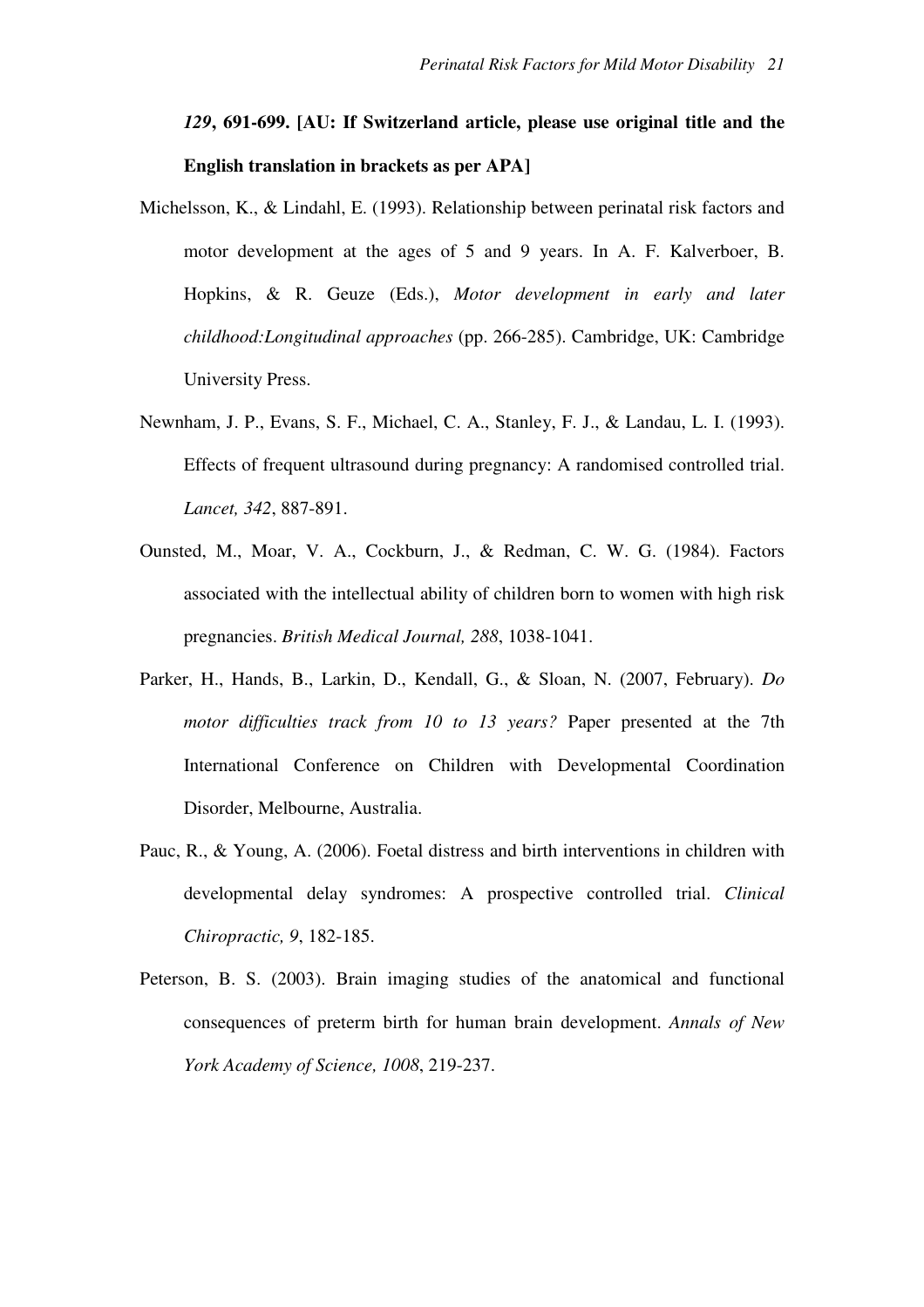***129*, 691-699. [AU: If Switzerland article, please use original title and the English translation in brackets as per APA]**

Michelsson, K., & Lindahl, E. (1993). Relationship between perinatal risk factors and motor development at the ages of 5 and 9 years. In A. F. Kalverboer, B. Hopkins, & R. Geuze (Eds.), *Motor development in early and later childhood:Longitudinal approaches* (pp. 266-285). Cambridge, UK: Cambridge University Press.

Newnham, J. P., Evans, S. F., Michael, C. A., Stanley, F. J., & Landau, L. I. (1993). Effects of frequent ultrasound during pregnancy: A randomised controlled trial. *Lancet, 342*, 887-891.

Ounsted, M., Moar, V. A., Cockburn, J., & Redman, C. W. G. (1984). Factors associated with the intellectual ability of children born to women with high risk pregnancies. *British Medical Journal, 288*, 1038-1041.

Parker, H., Hands, B., Larkin, D., Kendall, G., & Sloan, N. (2007, February). *Do motor difficulties track from 10 to 13 years?* Paper presented at the 7th International Conference on Children with Developmental Coordination Disorder, Melbourne, Australia.

Pauc, R., & Young, A. (2006). Foetal distress and birth interventions in children with developmental delay syndromes: A prospective controlled trial. *Clinical Chiropractic, 9*, 182-185.

Peterson, B. S. (2003). Brain imaging studies of the anatomical and functional consequences of preterm birth for human brain development. *Annals of New York Academy of Science, 1008*, 219-237.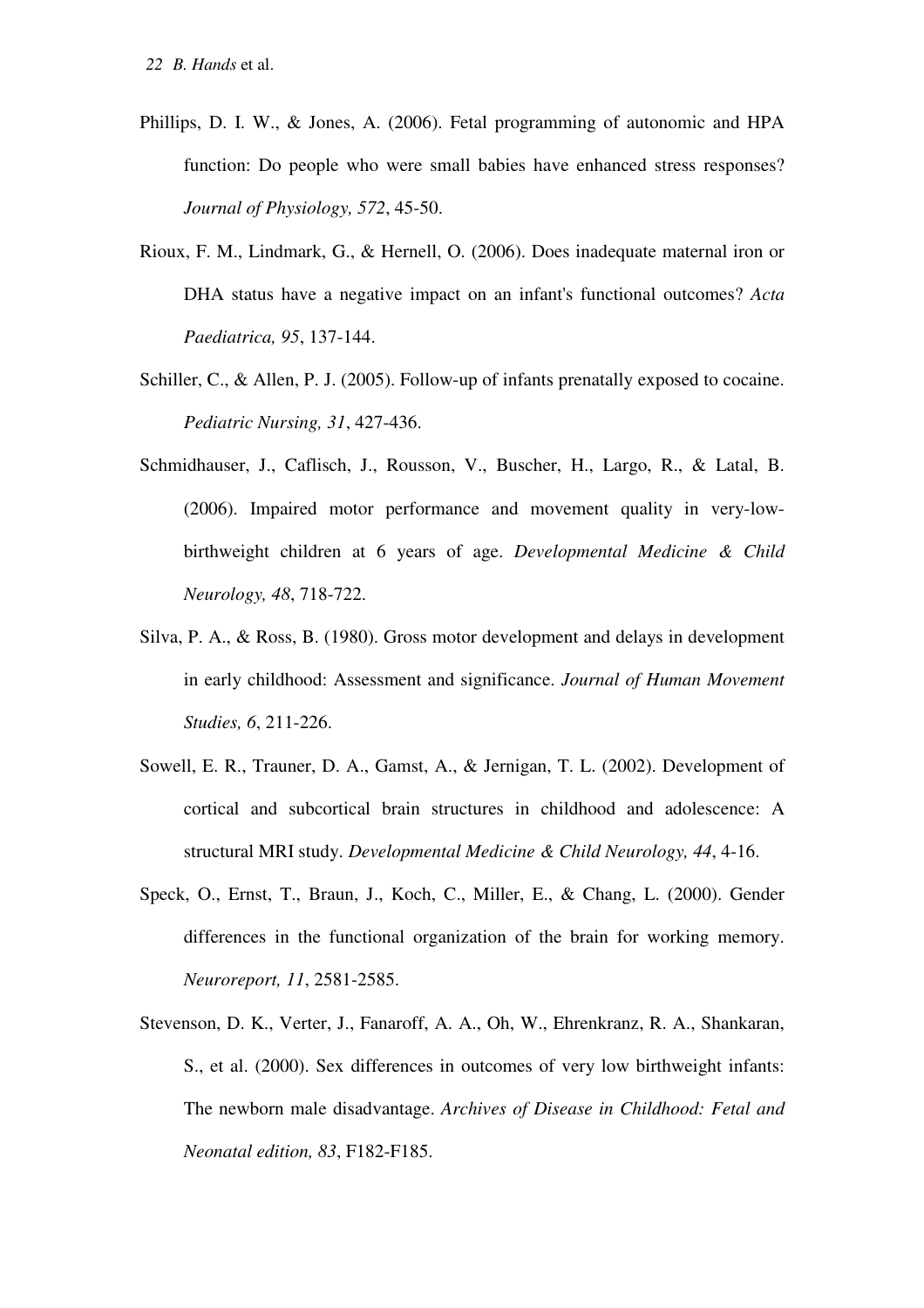Phillips, D. I. W., & Jones, A. (2006). Fetal programming of autonomic and HPA function: Do people who were small babies have enhanced stress responses? *Journal of Physiology, 572*, 45-50.

Rioux, F. M., Lindmark, G., & Hernell, O. (2006). Does inadequate maternal iron or DHA status have a negative impact on an infant's functional outcomes? *Acta Paediatrica, 95*, 137-144.

Schiller, C., & Allen, P. J. (2005). Follow-up of infants prenatally exposed to cocaine. *Pediatric Nursing, 31*, 427-436.

Schmidhauser, J., Caflisch, J., Rousson, V., Buscher, H., Largo, R., & Latal, B. (2006). Impaired motor performance and movement quality in very-low-birthweight children at 6 years of age. *Developmental Medicine & Child Neurology, 48*, 718-722.

Silva, P. A., & Ross, B. (1980). Gross motor development and delays in development in early childhood: Assessment and significance. *Journal of Human Movement Studies, 6*, 211-226.

Sowell, E. R., Trauner, D. A., Gamst, A., & Jernigan, T. L. (2002). Development of cortical and subcortical brain structures in childhood and adolescence: A structural MRI study. *Developmental Medicine & Child Neurology, 44*, 4-16.

Speck, O., Ernst, T., Braun, J., Koch, C., Miller, E., & Chang, L. (2000). Gender differences in the functional organization of the brain for working memory. *Neuroreport, 11*, 2581-2585.

Stevenson, D. K., Verter, J., Fanaroff, A. A., Oh, W., Ehrenkranz, R. A., Shankaran, S., et al. (2000). Sex differences in outcomes of very low birthweight infants: The newborn male disadvantage. *Archives of Disease in Childhood: Fetal and Neonatal edition, 83*, F182-F185.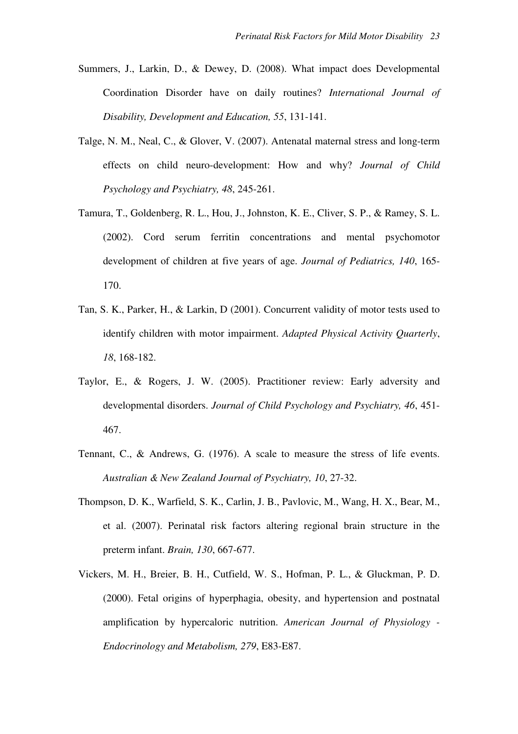Summers, J., Larkin, D., & Dewey, D. (2008). What impact does Developmental Coordination Disorder have on daily routines? *International Journal of Disability, Development and Education, 55*, 131-141.

Talge, N. M., Neal, C., & Glover, V. (2007). Antenatal maternal stress and long-term effects on child neuro-development: How and why? *Journal of Child Psychology and Psychiatry, 48*, 245-261.

Tamura, T., Goldenberg, R. L., Hou, J., Johnston, K. E., Cliver, S. P., & Ramey, S. L. (2002). Cord serum ferritin concentrations and mental psychomotor development of children at five years of age. *Journal of Pediatrics, 140*, 165-170.

Tan, S. K., Parker, H., & Larkin, D (2001). Concurrent validity of motor tests used to identify children with motor impairment. *Adapted Physical Activity Quarterly*, *18*, 168-182.

Taylor, E., & Rogers, J. W. (2005). Practitioner review: Early adversity and developmental disorders. *Journal of Child Psychology and Psychiatry, 46*, 451-467.

Tennant, C., & Andrews, G. (1976). A scale to measure the stress of life events. *Australian & New Zealand Journal of Psychiatry, 10*, 27-32.

Thompson, D. K., Warfield, S. K., Carlin, J. B., Pavlovic, M., Wang, H. X., Bear, M., et al. (2007). Perinatal risk factors altering regional brain structure in the preterm infant. *Brain, 130*, 667-677.

Vickers, M. H., Breier, B. H., Cutfield, W. S., Hofman, P. L., & Gluckman, P. D. (2000). Fetal origins of hyperphagia, obesity, and hypertension and postnatal amplification by hypercaloric nutrition. *American Journal of Physiology - Endocrinology and Metabolism, 279*, E83-E87.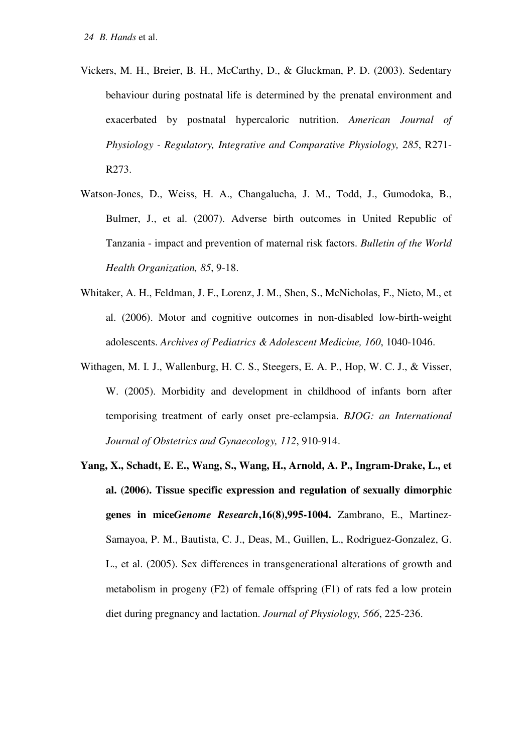Vickers, M. H., Breier, B. H., McCarthy, D., & Gluckman, P. D. (2003). Sedentary behaviour during postnatal life is determined by the prenatal environment and exacerbated by postnatal hypercaloric nutrition. *American Journal of Physiology - Regulatory, Integrative and Comparative Physiology, 285*, R271-R273.

Watson-Jones, D., Weiss, H. A., Changalucha, J. M., Todd, J., Gumodoka, B., Bulmer, J., et al. (2007). Adverse birth outcomes in United Republic of Tanzania - impact and prevention of maternal risk factors. *Bulletin of the World Health Organization, 85*, 9-18.

Whitaker, A. H., Feldman, J. F., Lorenz, J. M., Shen, S., McNicholas, F., Nieto, M., et al. (2006). Motor and cognitive outcomes in non-disabled low-birth-weight adolescents. *Archives of Pediatrics & Adolescent Medicine, 160*, 1040-1046.

Withagen, M. I. J., Wallenburg, H. C. S., Steegers, E. A. P., Hop, W. C. J., & Visser, W. (2005). Morbidity and development in childhood of infants born after temporising treatment of early onset pre-eclampsia. *BJOG: an International Journal of Obstetrics and Gynaecology, 112*, 910-914.

**Yang, X., Schadt, E. E., Wang, S., Wang, H., Arnold, A. P., Ingram-Drake, L., et al. (2006). Tissue specific expression and regulation of sexually dimorphic genes in mice*Genome Research*,16(8),995-1004.** Zambrano, E., Martinez-Samayoa, P. M., Bautista, C. J., Deas, M., Guillen, L., Rodriguez-Gonzalez, G. L., et al. (2005). Sex differences in transgenerational alterations of growth and metabolism in progeny (F2) of female offspring (F1) of rats fed a low protein diet during pregnancy and lactation. *Journal of Physiology, 566*, 225-236.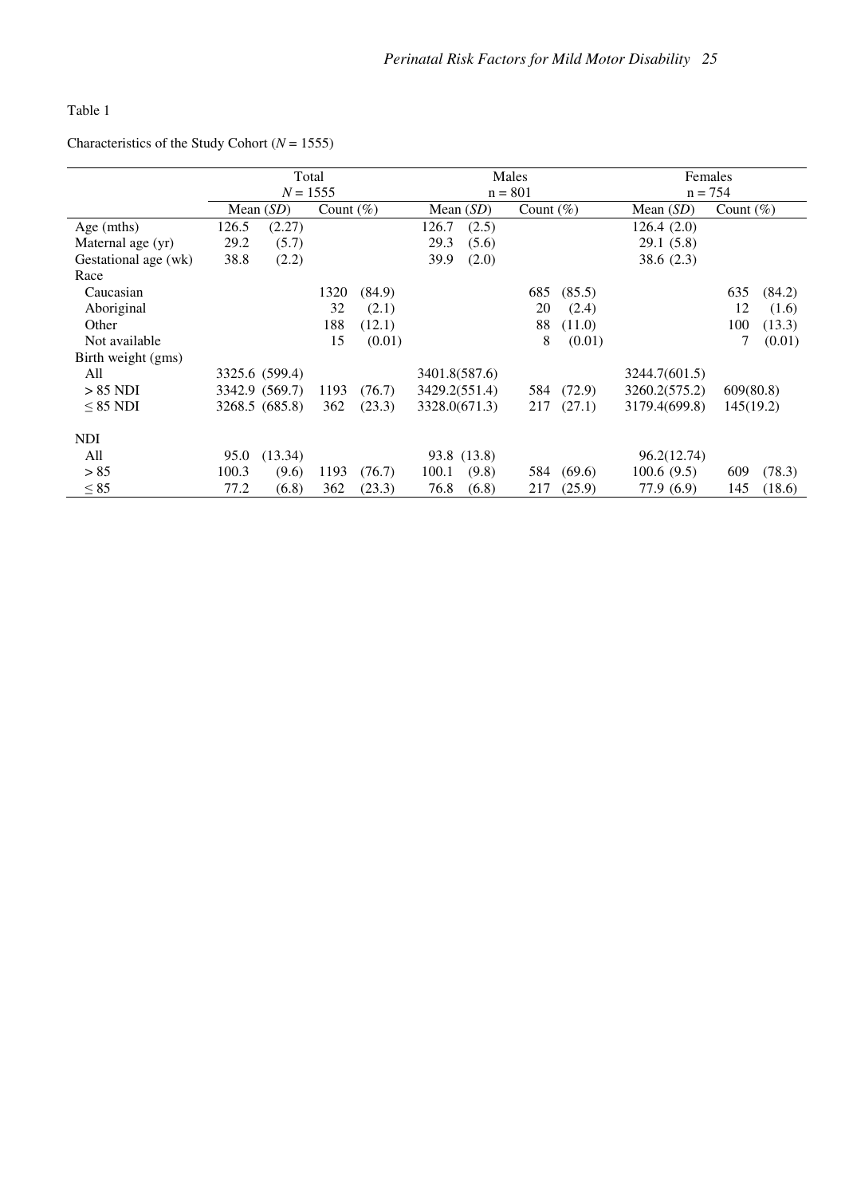Table 1

Characteristics of the Study Cohort (*N* = 1555)

| | Total *N* = 1555 | | Males n = 801 | | Females n = 754 | |
|---|---|---|---|---|---|---|
| | Mean (*SD*) | Count (%) | Mean (*SD*) | Count (%) | Mean (*SD*) | Count (%) |
| Age (mths) | 126.5 (2.27) | | 126.7 (2.5) | | 126.4 (2.0) | |
| Maternal age (yr) | 29.2 (5.7) | | 29.3 (5.6) | | 29.1 (5.8) | |
| Gestational age (wk) | 38.8 (2.2) | | 39.9 (2.0) | | 38.6 (2.3) | |
| Race | | | | | | |
| Caucasian | | 1320 (84.9) | | 685 (85.5) | | 635 (84.2) |
| Aboriginal | | 32 (2.1) | | 20 (2.4) | | 12 (1.6) |
| Other | | 188 (12.1) | | 88 (11.0) | | 100 (13.3) |
| Not available | | 15 (0.01) | | 8 (0.01) | | 7 (0.01) |
| Birth weight (gms) | | | | | | |
| All | 3325.6 (599.4) | | 3401.8(587.6) | | 3244.7(601.5) | |
| > 85 NDI | 3342.9 (569.7) | 1193 (76.7) | 3429.2(551.4) | 584 (72.9) | 3260.2(575.2) | 609(80.8) |
| ≤ 85 NDI | 3268.5 (685.8) | 362 (23.3) | 3328.0(671.3) | 217 (27.1) | 3179.4(699.8) | 145(19.2) |
| NDI | | | | | | |
| All | 95.0 (13.34) | | 93.8 (13.8) | | 96.2(12.74) | |
| > 85 | 100.3 (9.6) | 1193 (76.7) | 100.1 (9.8) | 584 (69.6) | 100.6 (9.5) | 609 (78.3) |
| ≤ 85 | 77.2 (6.8) | 362 (23.3) | 76.8 (6.8) | 217 (25.9) | 77.9 (6.9) | 145 (18.6) |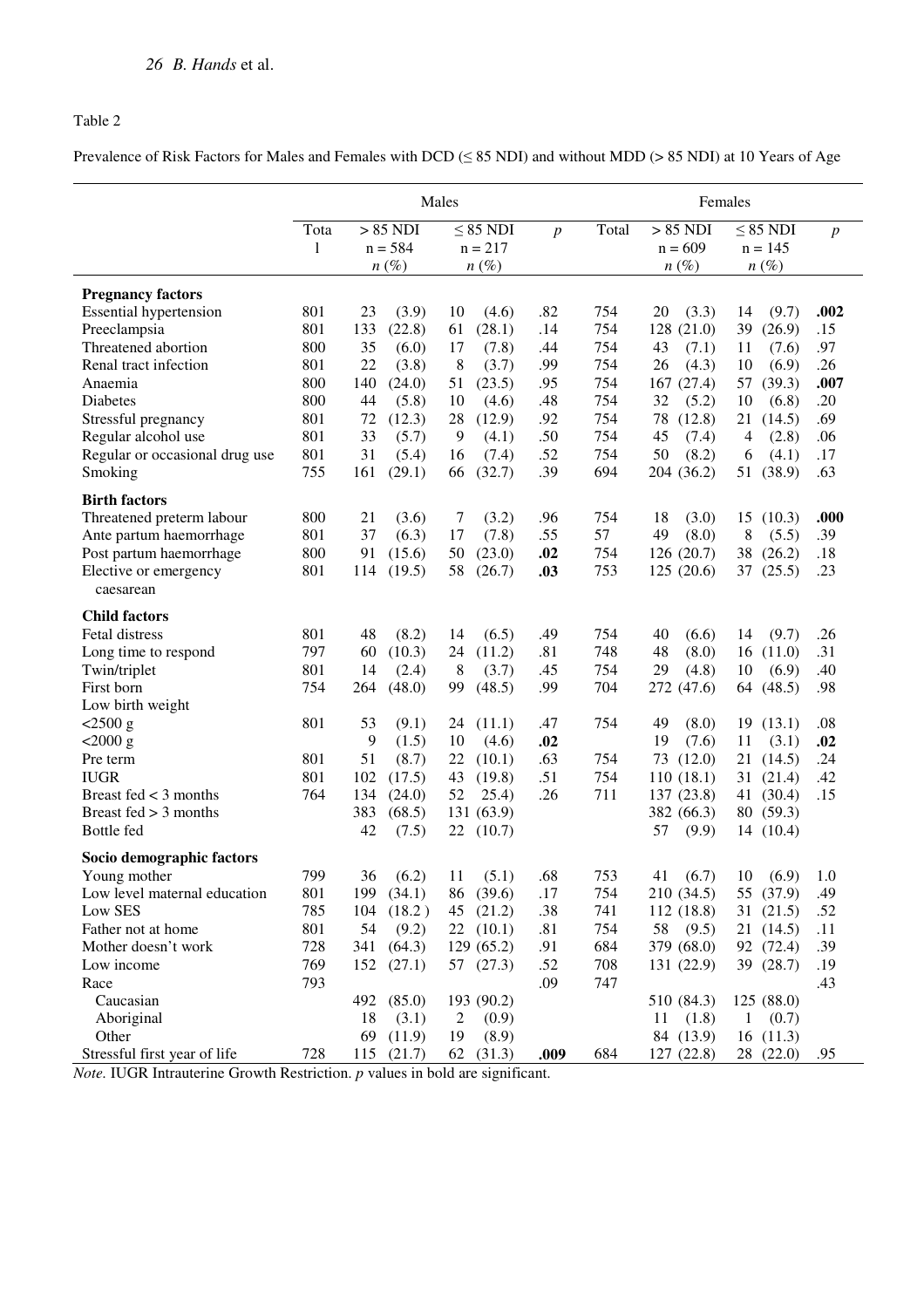Table 2

Prevalence of Risk Factors for Males and Females with DCD (≤ 85 NDI) and without MDD (> 85 NDI) at 10 Years of Age

| | Males | | | | | Females | | | | |
|---|---|---|---|---|---|---|---|---|---|---|
| | Total | > 85 NDI n = 584 n (%) | | ≤ 85 NDI n = 217 n (%) | *p* | Total | > 85 NDI n = 609 n (%) | | ≤ 85 NDI n = 145 n (%) | *p* |
| **Pregnancy factors** | | | | | | | | | | |
| Essential hypertension | 801 | 23 (3.9) | | 10 (4.6) | .82 | 754 | 20 (3.3) | | 14 (9.7) | **.002** |
| Preeclampsia | 801 | 133 (22.8) | | 61 (28.1) | .14 | 754 | 128 (21.0) | | 39 (26.9) | .15 |
| Threatened abortion | 800 | 35 (6.0) | | 17 (7.8) | .44 | 754 | 43 (7.1) | | 11 (7.6) | .97 |
| Renal tract infection | 801 | 22 (3.8) | | 8 (3.7) | .99 | 754 | 26 (4.3) | | 10 (6.9) | .26 |
| Anaemia | 800 | 140 (24.0) | | 51 (23.5) | .95 | 754 | 167 (27.4) | | 57 (39.3) | **.007** |
| Diabetes | 800 | 44 (5.8) | | 10 (4.6) | .48 | 754 | 32 (5.2) | | 10 (6.8) | .20 |
| Stressful pregnancy | 801 | 72 (12.3) | | 28 (12.9) | .92 | 754 | 78 (12.8) | | 21 (14.5) | .69 |
| Regular alcohol use | 801 | 33 (5.7) | | 9 (4.1) | .50 | 754 | 45 (7.4) | | 4 (2.8) | .06 |
| Regular or occasional drug use | 801 | 31 (5.4) | | 16 (7.4) | .52 | 754 | 50 (8.2) | | 6 (4.1) | .17 |
| Smoking | 755 | 161 (29.1) | | 66 (32.7) | .39 | 694 | 204 (36.2) | | 51 (38.9) | .63 |
| **Birth factors** | | | | | | | | | | |
| Threatened preterm labour | 800 | 21 (3.6) | | 7 (3.2) | .96 | 754 | 18 (3.0) | | 15 (10.3) | **.000** |
| Ante partum haemorrhage | 801 | 37 (6.3) | | 17 (7.8) | .55 | 57 | 49 (8.0) | | 8 (5.5) | .39 |
| Post partum haemorrhage | 800 | 91 (15.6) | | 50 (23.0) | **.02** | 754 | 126 (20.7) | | 38 (26.2) | .18 |
| Elective or emergency caesarean | 801 | 114 (19.5) | | 58 (26.7) | **.03** | 753 | 125 (20.6) | | 37 (25.5) | .23 |
| **Child factors** | | | | | | | | | | |
| Fetal distress | 801 | 48 (8.2) | | 14 (6.5) | .49 | 754 | 40 (6.6) | | 14 (9.7) | .26 |
| Long time to respond | 797 | 60 (10.3) | | 24 (11.2) | .81 | 748 | 48 (8.0) | | 16 (11.0) | .31 |
| Twin/triplet | 801 | 14 (2.4) | | 8 (3.7) | .45 | 754 | 29 (4.8) | | 10 (6.9) | .40 |
| First born | 754 | 264 (48.0) | | 99 (48.5) | .99 | 704 | 272 (47.6) | | 64 (48.5) | .98 |
| Low birth weight | | | | | | | | | | |
| <2500 g | 801 | 53 (9.1) | | 24 (11.1) | .47 | 754 | 49 (8.0) | | 19 (13.1) | .08 |
| <2000 g | | 9 (1.5) | | 10 (4.6) | **.02** | | 19 (7.6) | | 11 (3.1) | **.02** |
| Pre term | 801 | 51 (8.7) | | 22 (10.1) | .63 | 754 | 73 (12.0) | | 21 (14.5) | .24 |
| IUGR | 801 | 102 (17.5) | | 43 (19.8) | .51 | 754 | 110 (18.1) | | 31 (21.4) | .42 |
| Breast fed < 3 months | 764 | 134 (24.0) | | 52 25.4) | .26 | 711 | 137 (23.8) | | 41 (30.4) | .15 |
| Breast fed > 3 months | | 383 (68.5) | | 131 (63.9) | | | 382 (66.3) | | 80 (59.3) | |
| Bottle fed | | 42 (7.5) | | 22 (10.7) | | | 57 (9.9) | | 14 (10.4) | |
| **Socio demographic factors** | | | | | | | | | | |
| Young mother | 799 | 36 (6.2) | | 11 (5.1) | .68 | 753 | 41 (6.7) | | 10 (6.9) | 1.0 |
| Low level maternal education | 801 | 199 (34.1) | | 86 (39.6) | .17 | 754 | 210 (34.5) | | 55 (37.9) | .49 |
| Low SES | 785 | 104 (18.2 ) | | 45 (21.2) | .38 | 741 | 112 (18.8) | | 31 (21.5) | .52 |
| Father not at home | 801 | 54 (9.2) | | 22 (10.1) | .81 | 754 | 58 (9.5) | | 21 (14.5) | .11 |
| Mother doesn't work | 728 | 341 (64.3) | | 129 (65.2) | .91 | 684 | 379 (68.0) | | 92 (72.4) | .39 |
| Low income | 769 | 152 (27.1) | | 57 (27.3) | .52 | 708 | 131 (22.9) | | 39 (28.7) | .19 |
| Race | 793 | | | | .09 | 747 | | | | .43 |
| Caucasian | | 492 (85.0) | | 193 (90.2) | | | 510 (84.3) | | 125 (88.0) | |
| Aboriginal | | 18 (3.1) | | 2 (0.9) | | | 11 (1.8) | | 1 (0.7) | |
| Other | | 69 (11.9) | | 19 (8.9) | | | 84 (13.9) | | 16 (11.3) | |
| Stressful first year of life | 728 | 115 (21.7) | | 62 (31.3) | **.009** | 684 | 127 (22.8) | | 28 (22.0) | .95 |

*Note*. IUGR Intrauterine Growth Restriction. *p* values in bold are significant.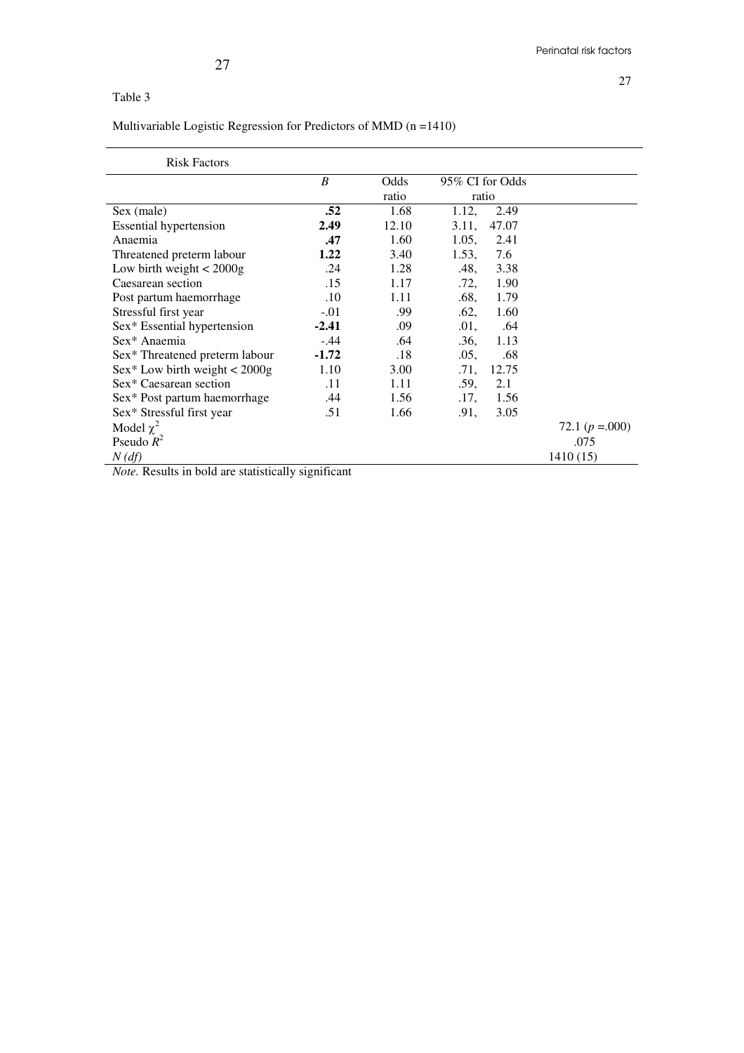Table 3

Multivariable Logistic Regression for Predictors of MMD (n =1410)

| Risk Factors | *B* | Odds ratio | 95% CI for Odds ratio | |
|---|---|---|---|---|
| Sex (male) | **.52** | 1.68 | 1.12, 2.49 | |
| Essential hypertension | **2.49** | 12.10 | 3.11, 47.07 | |
| Anaemia | **.47** | 1.60 | 1.05, 2.41 | |
| Threatened preterm labour | **1.22** | 3.40 | 1.53, 7.6 | |
| Low birth weight < 2000g | .24 | 1.28 | .48, 3.38 | |
| Caesarean section | .15 | 1.17 | .72, 1.90 | |
| Post partum haemorrhage | .10 | 1.11 | .68, 1.79 | |
| Stressful first year | -.01 | .99 | .62, 1.60 | |
| Sex* Essential hypertension | **-2.41** | .09 | .01, .64 | |
| Sex* Anaemia | -.44 | .64 | .36, 1.13 | |
| Sex* Threatened preterm labour | **-1.72** | .18 | .05, .68 | |
| Sex* Low birth weight < 2000g | 1.10 | 3.00 | .71, 12.75 | |
| Sex* Caesarean section | .11 | 1.11 | .59, 2.1 | |
| Sex* Post partum haemorrhage | .44 | 1.56 | .17, 1.56 | |
| Sex* Stressful first year | .51 | 1.66 | .91, 3.05 | |
| Model $\chi^2$ | | | | 72.1 ($p$ =.000) |
| Pseudo $R^2$ | | | | .075 |
| *N (df)* | | | | 1410 (15) |

*Note.* Results in bold are statistically significant